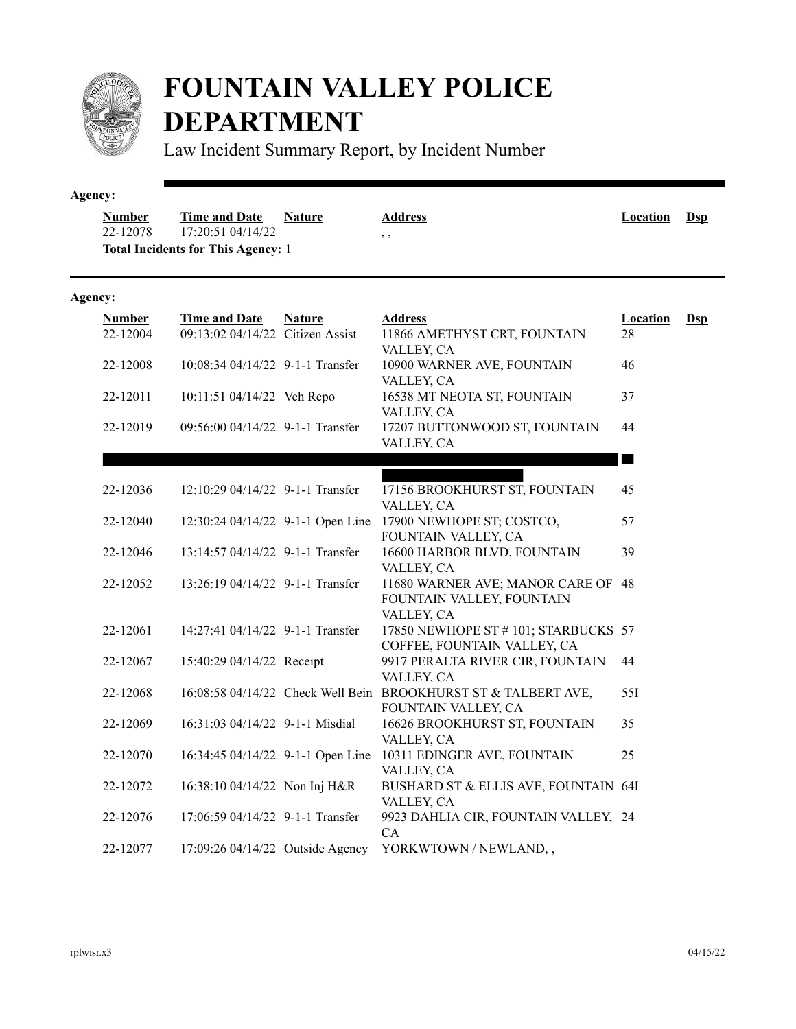# FOUNTAIN VALLEY POLICE DEPARTMENT

Law Incident Summary Report, by Incident Number

**Agency:**

| Number | Time and Date | Nature | Address | Location | Dsp |
|---|---|---|---|---|---|
| 22-12078 | 17:20:51 04/14/22 | | , , | | |

**Total Incidents for This Agency:** 1

**Agency:**

| Number | Time and Date | Nature | Address | Location | Dsp |
|---|---|---|---|---|---|
| 22-12004 | 09:13:02 04/14/22 | Citizen Assist | 11866 AMETHYST CRT, FOUNTAIN VALLEY, CA | 28 | |
| 22-12008 | 10:08:34 04/14/22 | 9-1-1 Transfer | 10900 WARNER AVE, FOUNTAIN VALLEY, CA | 46 | |
| 22-12011 | 10:11:51 04/14/22 | Veh Repo | 16538 MT NEOTA ST, FOUNTAIN VALLEY, CA | 37 | |
| 22-12019 | 09:56:00 04/14/22 | 9-1-1 Transfer | 17207 BUTTONWOOD ST, FOUNTAIN VALLEY, CA | 44 | |
| | | | | | |
| 22-12036 | 12:10:29 04/14/22 | 9-1-1 Transfer | 17156 BROOKHURST ST, FOUNTAIN VALLEY, CA | 45 | |
| 22-12040 | 12:30:24 04/14/22 | 9-1-1 Open Line | 17900 NEWHOPE ST; COSTCO, FOUNTAIN VALLEY, CA | 57 | |
| 22-12046 | 13:14:57 04/14/22 | 9-1-1 Transfer | 16600 HARBOR BLVD, FOUNTAIN VALLEY, CA | 39 | |
| 22-12052 | 13:26:19 04/14/22 | 9-1-1 Transfer | 11680 WARNER AVE; MANOR CARE OF FOUNTAIN VALLEY, FOUNTAIN VALLEY, CA | 48 | |
| 22-12061 | 14:27:41 04/14/22 | 9-1-1 Transfer | 17850 NEWHOPE ST # 101; STARBUCKS COFFEE, FOUNTAIN VALLEY, CA | 57 | |
| 22-12067 | 15:40:29 04/14/22 | Receipt | 9917 PERALTA RIVER CIR, FOUNTAIN VALLEY, CA | 44 | |
| 22-12068 | 16:08:58 04/14/22 | Check Well Bein | BROOKHURST ST & TALBERT AVE, FOUNTAIN VALLEY, CA | 55I | |
| 22-12069 | 16:31:03 04/14/22 | 9-1-1 Misdial | 16626 BROOKHURST ST, FOUNTAIN VALLEY, CA | 35 | |
| 22-12070 | 16:34:45 04/14/22 | 9-1-1 Open Line | 10311 EDINGER AVE, FOUNTAIN VALLEY, CA | 25 | |
| 22-12072 | 16:38:10 04/14/22 | Non Inj H&R | BUSHARD ST & ELLIS AVE, FOUNTAIN VALLEY, CA | 64I | |
| 22-12076 | 17:06:59 04/14/22 | 9-1-1 Transfer | 9923 DAHLIA CIR, FOUNTAIN VALLEY, CA | 24 | |
| 22-12077 | 17:09:26 04/14/22 | Outside Agency | YORKWTOWN / NEWLAND, , | | |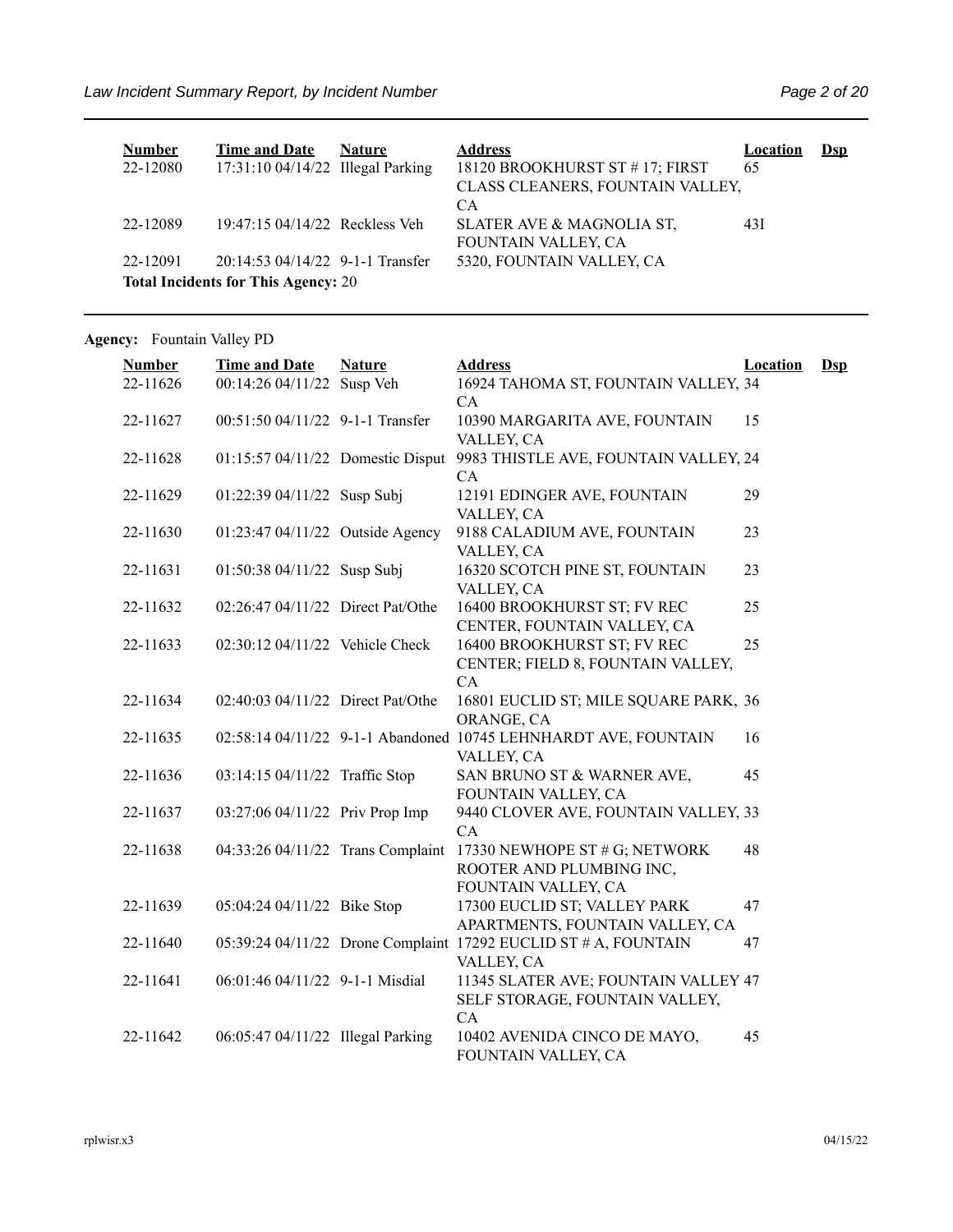| Number | Time and Date | Nature | Address | Location | Dsp |
|---|---|---|---|---|---|
| 22-12080 | 17:31:10 04/14/22 | Illegal Parking | 18120 BROOKHURST ST # 17; FIRST CLASS CLEANERS, FOUNTAIN VALLEY, CA | 65 | |
| 22-12089 | 19:47:15 04/14/22 | Reckless Veh | SLATER AVE & MAGNOLIA ST, FOUNTAIN VALLEY, CA | 43I | |
| 22-12091 | 20:14:53 04/14/22 | 9-1-1 Transfer | 5320, FOUNTAIN VALLEY, CA | | |

**Total Incidents for This Agency:** 20

**Agency:** Fountain Valley PD

| Number | Time and Date | Nature | Address | Location | Dsp |
|---|---|---|---|---|---|
| 22-11626 | 00:14:26 04/11/22 | Susp Veh | 16924 TAHOMA ST, FOUNTAIN VALLEY, CA | 34 | |
| 22-11627 | 00:51:50 04/11/22 | 9-1-1 Transfer | 10390 MARGARITA AVE, FOUNTAIN VALLEY, CA | 15 | |
| 22-11628 | 01:15:57 04/11/22 | Domestic Disput | 9983 THISTLE AVE, FOUNTAIN VALLEY, CA | 24 | |
| 22-11629 | 01:22:39 04/11/22 | Susp Subj | 12191 EDINGER AVE, FOUNTAIN VALLEY, CA | 29 | |
| 22-11630 | 01:23:47 04/11/22 | Outside Agency | 9188 CALADIUM AVE, FOUNTAIN VALLEY, CA | 23 | |
| 22-11631 | 01:50:38 04/11/22 | Susp Subj | 16320 SCOTCH PINE ST, FOUNTAIN VALLEY, CA | 23 | |
| 22-11632 | 02:26:47 04/11/22 | Direct Pat/Othe | 16400 BROOKHURST ST; FV REC CENTER, FOUNTAIN VALLEY, CA | 25 | |
| 22-11633 | 02:30:12 04/11/22 | Vehicle Check | 16400 BROOKHURST ST; FV REC CENTER; FIELD 8, FOUNTAIN VALLEY, CA | 25 | |
| 22-11634 | 02:40:03 04/11/22 | Direct Pat/Othe | 16801 EUCLID ST; MILE SQUARE PARK, ORANGE, CA | 36 | |
| 22-11635 | 02:58:14 04/11/22 | 9-1-1 Abandoned | 10745 LEHNHARDT AVE, FOUNTAIN VALLEY, CA | 16 | |
| 22-11636 | 03:14:15 04/11/22 | Traffic Stop | SAN BRUNO ST & WARNER AVE, FOUNTAIN VALLEY, CA | 45 | |
| 22-11637 | 03:27:06 04/11/22 | Priv Prop Imp | 9440 CLOVER AVE, FOUNTAIN VALLEY, CA | 33 | |
| 22-11638 | 04:33:26 04/11/22 | Trans Complaint | 17330 NEWHOPE ST # G; NETWORK ROOTER AND PLUMBING INC, FOUNTAIN VALLEY, CA | 48 | |
| 22-11639 | 05:04:24 04/11/22 | Bike Stop | 17300 EUCLID ST; VALLEY PARK APARTMENTS, FOUNTAIN VALLEY, CA | 47 | |
| 22-11640 | 05:39:24 04/11/22 | Drone Complaint | 17292 EUCLID ST # A, FOUNTAIN VALLEY, CA | 47 | |
| 22-11641 | 06:01:46 04/11/22 | 9-1-1 Misdial | 11345 SLATER AVE; FOUNTAIN VALLEY SELF STORAGE, FOUNTAIN VALLEY, CA | 47 | |
| 22-11642 | 06:05:47 04/11/22 | Illegal Parking | 10402 AVENIDA CINCO DE MAYO, FOUNTAIN VALLEY, CA | 45 | |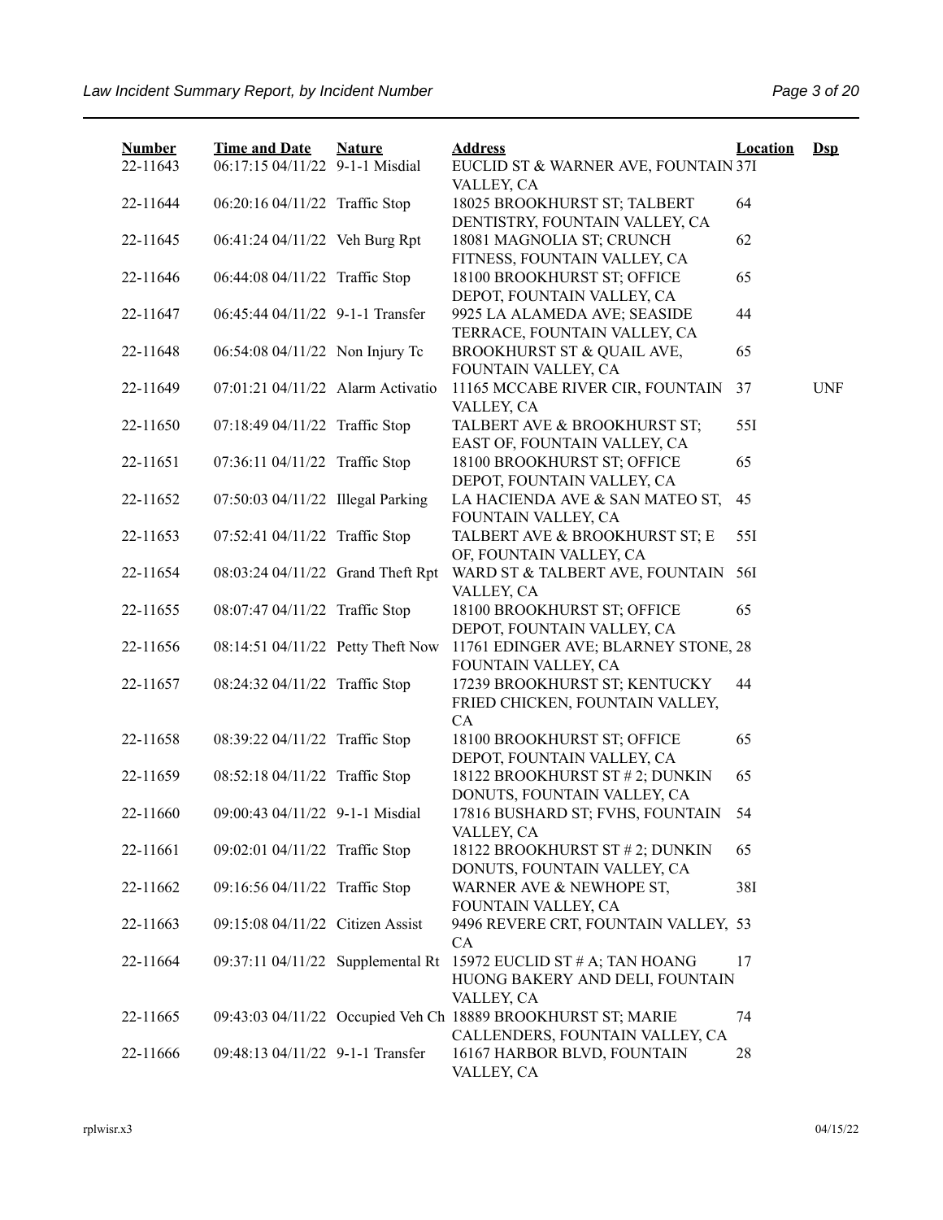| Number | Time and Date | Nature | Address | Location | Dsp |
| --- | --- | --- | --- | --- | --- |
| 22-11643 | 06:17:15 04/11/22 | 9-1-1 Misdial | EUCLID ST & WARNER AVE, FOUNTAIN VALLEY, CA | 37I | |
| 22-11644 | 06:20:16 04/11/22 | Traffic Stop | 18025 BROOKHURST ST; TALBERT DENTISTRY, FOUNTAIN VALLEY, CA | 64 | |
| 22-11645 | 06:41:24 04/11/22 | Veh Burg Rpt | 18081 MAGNOLIA ST; CRUNCH FITNESS, FOUNTAIN VALLEY, CA | 62 | |
| 22-11646 | 06:44:08 04/11/22 | Traffic Stop | 18100 BROOKHURST ST; OFFICE DEPOT, FOUNTAIN VALLEY, CA | 65 | |
| 22-11647 | 06:45:44 04/11/22 | 9-1-1 Transfer | 9925 LA ALAMEDA AVE; SEASIDE TERRACE, FOUNTAIN VALLEY, CA | 44 | |
| 22-11648 | 06:54:08 04/11/22 | Non Injury Tc | BROOKHURST ST & QUAIL AVE, FOUNTAIN VALLEY, CA | 65 | |
| 22-11649 | 07:01:21 04/11/22 | Alarm Activatio | 11165 MCCABE RIVER CIR, FOUNTAIN VALLEY, CA | 37 | UNF |
| 22-11650 | 07:18:49 04/11/22 | Traffic Stop | TALBERT AVE & BROOKHURST ST; EAST OF, FOUNTAIN VALLEY, CA | 55I | |
| 22-11651 | 07:36:11 04/11/22 | Traffic Stop | 18100 BROOKHURST ST; OFFICE DEPOT, FOUNTAIN VALLEY, CA | 65 | |
| 22-11652 | 07:50:03 04/11/22 | Illegal Parking | LA HACIENDA AVE & SAN MATEO ST, FOUNTAIN VALLEY, CA | 45 | |
| 22-11653 | 07:52:41 04/11/22 | Traffic Stop | TALBERT AVE & BROOKHURST ST; E OF, FOUNTAIN VALLEY, CA | 55I | |
| 22-11654 | 08:03:24 04/11/22 | Grand Theft Rpt | WARD ST & TALBERT AVE, FOUNTAIN VALLEY, CA | 56I | |
| 22-11655 | 08:07:47 04/11/22 | Traffic Stop | 18100 BROOKHURST ST; OFFICE DEPOT, FOUNTAIN VALLEY, CA | 65 | |
| 22-11656 | 08:14:51 04/11/22 | Petty Theft Now | 11761 EDINGER AVE; BLARNEY STONE, FOUNTAIN VALLEY, CA | 28 | |
| 22-11657 | 08:24:32 04/11/22 | Traffic Stop | 17239 BROOKHURST ST; KENTUCKY FRIED CHICKEN, FOUNTAIN VALLEY, CA | 44 | |
| 22-11658 | 08:39:22 04/11/22 | Traffic Stop | 18100 BROOKHURST ST; OFFICE DEPOT, FOUNTAIN VALLEY, CA | 65 | |
| 22-11659 | 08:52:18 04/11/22 | Traffic Stop | 18122 BROOKHURST ST # 2; DUNKIN DONUTS, FOUNTAIN VALLEY, CA | 65 | |
| 22-11660 | 09:00:43 04/11/22 | 9-1-1 Misdial | 17816 BUSHARD ST; FVHS, FOUNTAIN VALLEY, CA | 54 | |
| 22-11661 | 09:02:01 04/11/22 | Traffic Stop | 18122 BROOKHURST ST # 2; DUNKIN DONUTS, FOUNTAIN VALLEY, CA | 65 | |
| 22-11662 | 09:16:56 04/11/22 | Traffic Stop | WARNER AVE & NEWHOPE ST, FOUNTAIN VALLEY, CA | 38I | |
| 22-11663 | 09:15:08 04/11/22 | Citizen Assist | 9496 REVERE CRT, FOUNTAIN VALLEY, CA | 53 | |
| 22-11664 | 09:37:11 04/11/22 | Supplemental Rt | 15972 EUCLID ST # A; TAN HOANG HUONG BAKERY AND DELI, FOUNTAIN VALLEY, CA | 17 | |
| 22-11665 | 09:43:03 04/11/22 | Occupied Veh Ch | 18889 BROOKHURST ST; MARIE CALLENDERS, FOUNTAIN VALLEY, CA | 74 | |
| 22-11666 | 09:48:13 04/11/22 | 9-1-1 Transfer | 16167 HARBOR BLVD, FOUNTAIN VALLEY, CA | 28 | |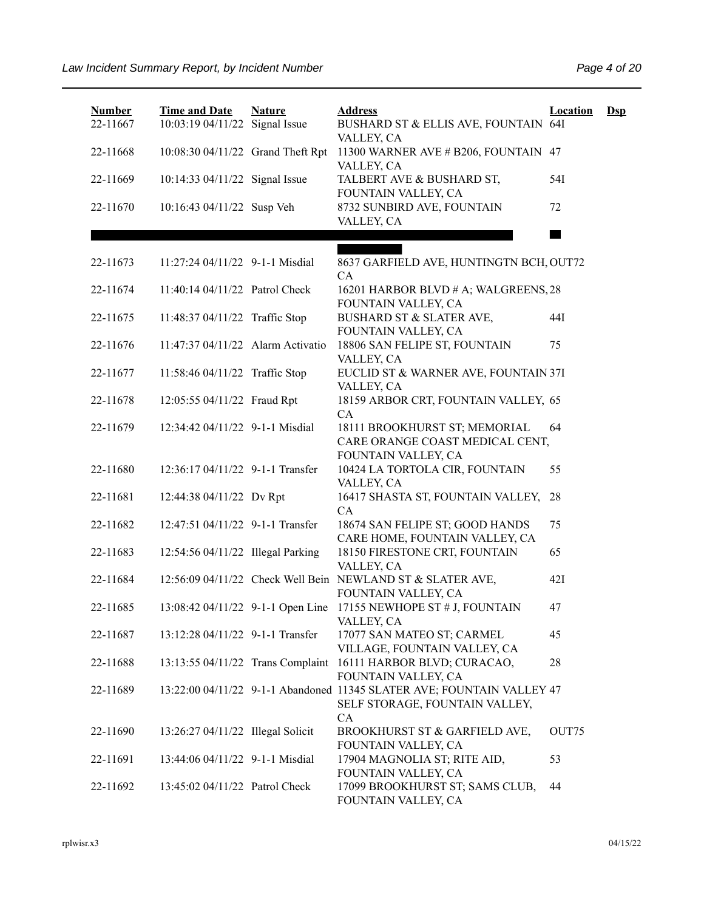| Number | Time and Date | Nature | Address | Location | Dsp |
| --- | --- | --- | --- | --- | --- |
| 22-11667 | 10:03:19 04/11/22 | Signal Issue | BUSHARD ST & ELLIS AVE, FOUNTAIN VALLEY, CA | 64I | |
| 22-11668 | 10:08:30 04/11/22 | Grand Theft Rpt | 11300 WARNER AVE # B206, FOUNTAIN VALLEY, CA | 47 | |
| 22-11669 | 10:14:33 04/11/22 | Signal Issue | TALBERT AVE & BUSHARD ST, FOUNTAIN VALLEY, CA | 54I | |
| 22-11670 | 10:16:43 04/11/22 | Susp Veh | 8732 SUNBIRD AVE, FOUNTAIN VALLEY, CA | 72 | |
| 22-11673 | 11:27:24 04/11/22 | 9-1-1 Misdial | 8637 GARFIELD AVE, HUNTINGTN BCH, CA | OUT72 | |
| 22-11674 | 11:40:14 04/11/22 | Patrol Check | 16201 HARBOR BLVD # A; WALGREENS, FOUNTAIN VALLEY, CA | 28 | |
| 22-11675 | 11:48:37 04/11/22 | Traffic Stop | BUSHARD ST & SLATER AVE, FOUNTAIN VALLEY, CA | 44I | |
| 22-11676 | 11:47:37 04/11/22 | Alarm Activatio | 18806 SAN FELIPE ST, FOUNTAIN VALLEY, CA | 75 | |
| 22-11677 | 11:58:46 04/11/22 | Traffic Stop | EUCLID ST & WARNER AVE, FOUNTAIN VALLEY, CA | 37I | |
| 22-11678 | 12:05:55 04/11/22 | Fraud Rpt | 18159 ARBOR CRT, FOUNTAIN VALLEY, CA | 65 | |
| 22-11679 | 12:34:42 04/11/22 | 9-1-1 Misdial | 18111 BROOKHURST ST; MEMORIAL CARE ORANGE COAST MEDICAL CENT, FOUNTAIN VALLEY, CA | 64 | |
| 22-11680 | 12:36:17 04/11/22 | 9-1-1 Transfer | 10424 LA TORTOLA CIR, FOUNTAIN VALLEY, CA | 55 | |
| 22-11681 | 12:44:38 04/11/22 | Dv Rpt | 16417 SHASTA ST, FOUNTAIN VALLEY, CA | 28 | |
| 22-11682 | 12:47:51 04/11/22 | 9-1-1 Transfer | 18674 SAN FELIPE ST; GOOD HANDS CARE HOME, FOUNTAIN VALLEY, CA | 75 | |
| 22-11683 | 12:54:56 04/11/22 | Illegal Parking | 18150 FIRESTONE CRT, FOUNTAIN VALLEY, CA | 65 | |
| 22-11684 | 12:56:09 04/11/22 | Check Well Bein | NEWLAND ST & SLATER AVE, FOUNTAIN VALLEY, CA | 42I | |
| 22-11685 | 13:08:42 04/11/22 | 9-1-1 Open Line | 17155 NEWHOPE ST # J, FOUNTAIN VALLEY, CA | 47 | |
| 22-11687 | 13:12:28 04/11/22 | 9-1-1 Transfer | 17077 SAN MATEO ST; CARMEL VILLAGE, FOUNTAIN VALLEY, CA | 45 | |
| 22-11688 | 13:13:55 04/11/22 | Trans Complaint | 16111 HARBOR BLVD; CURACAO, FOUNTAIN VALLEY, CA | 28 | |
| 22-11689 | 13:22:00 04/11/22 | 9-1-1 Abandoned | 11345 SLATER AVE; FOUNTAIN VALLEY SELF STORAGE, FOUNTAIN VALLEY, CA | 47 | |
| 22-11690 | 13:26:27 04/11/22 | Illegal Solicit | BROOKHURST ST & GARFIELD AVE, FOUNTAIN VALLEY, CA | OUT75 | |
| 22-11691 | 13:44:06 04/11/22 | 9-1-1 Misdial | 17904 MAGNOLIA ST; RITE AID, FOUNTAIN VALLEY, CA | 53 | |
| 22-11692 | 13:45:02 04/11/22 | Patrol Check | 17099 BROOKHURST ST; SAMS CLUB, FOUNTAIN VALLEY, CA | 44 | |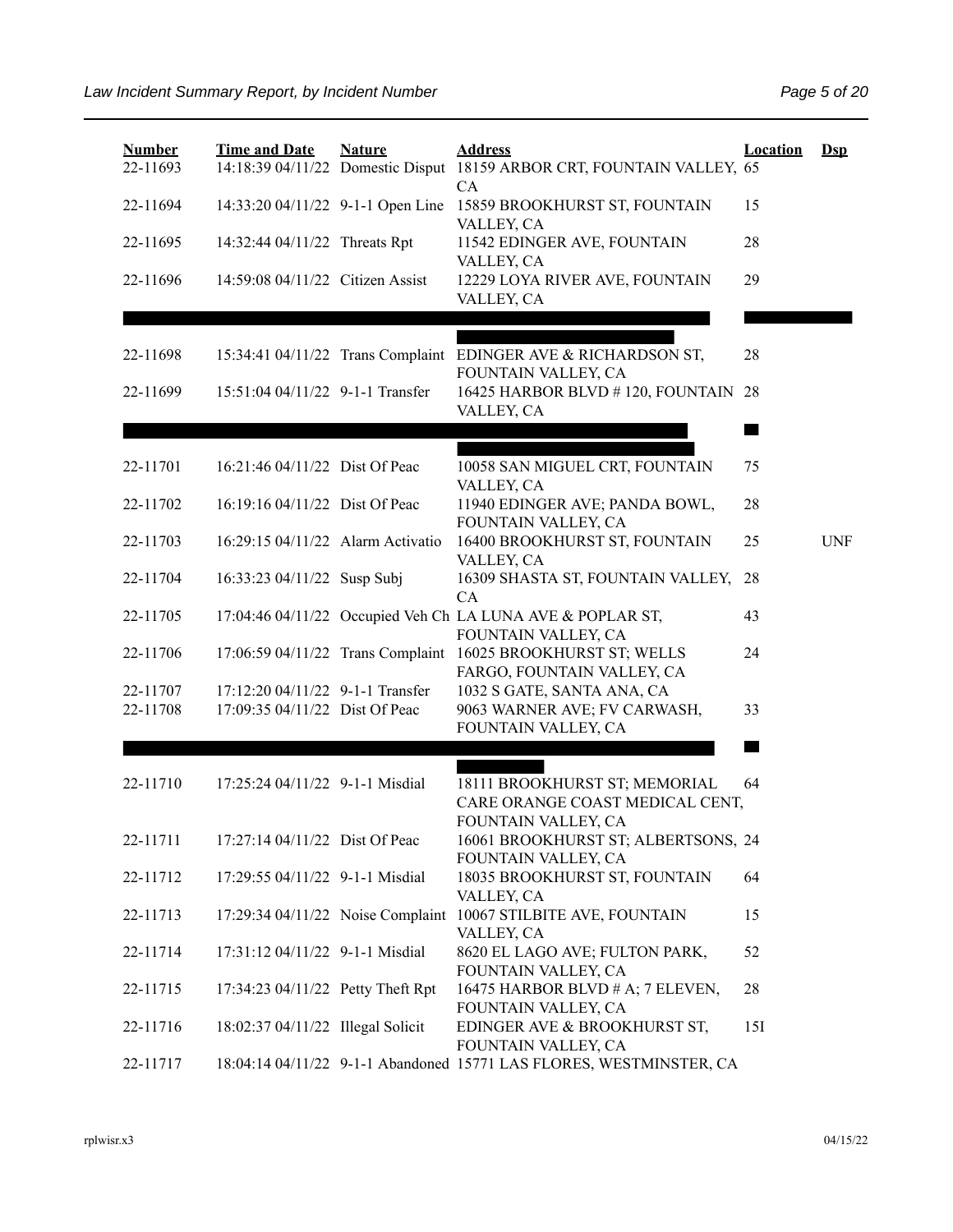| Number | Time and Date | Nature | Address | Location | Dsp |
|---|---|---|---|---|---|
| 22-11693 | 14:18:39 04/11/22 | Domestic Disput | 18159 ARBOR CRT, FOUNTAIN VALLEY, CA | 65 | |
| 22-11694 | 14:33:20 04/11/22 | 9-1-1 Open Line | 15859 BROOKHURST ST, FOUNTAIN VALLEY, CA | 15 | |
| 22-11695 | 14:32:44 04/11/22 | Threats Rpt | 11542 EDINGER AVE, FOUNTAIN VALLEY, CA | 28 | |
| 22-11696 | 14:59:08 04/11/22 | Citizen Assist | 12229 LOYA RIVER AVE, FOUNTAIN VALLEY, CA | 29 | |
| | | | | | |
| 22-11698 | 15:34:41 04/11/22 | Trans Complaint | EDINGER AVE & RICHARDSON ST, FOUNTAIN VALLEY, CA | 28 | |
| 22-11699 | 15:51:04 04/11/22 | 9-1-1 Transfer | 16425 HARBOR BLVD # 120, FOUNTAIN VALLEY, CA | 28 | |
| | | | | | |
| 22-11701 | 16:21:46 04/11/22 | Dist Of Peac | 10058 SAN MIGUEL CRT, FOUNTAIN VALLEY, CA | 75 | |
| 22-11702 | 16:19:16 04/11/22 | Dist Of Peac | 11940 EDINGER AVE; PANDA BOWL, FOUNTAIN VALLEY, CA | 28 | |
| 22-11703 | 16:29:15 04/11/22 | Alarm Activatio | 16400 BROOKHURST ST, FOUNTAIN VALLEY, CA | 25 | UNF |
| 22-11704 | 16:33:23 04/11/22 | Susp Subj | 16309 SHASTA ST, FOUNTAIN VALLEY, CA | 28 | |
| 22-11705 | 17:04:46 04/11/22 | Occupied Veh Ch | LA LUNA AVE & POPLAR ST, FOUNTAIN VALLEY, CA | 43 | |
| 22-11706 | 17:06:59 04/11/22 | Trans Complaint | 16025 BROOKHURST ST; WELLS FARGO, FOUNTAIN VALLEY, CA | 24 | |
| 22-11707 | 17:12:20 04/11/22 | 9-1-1 Transfer | 1032 S GATE, SANTA ANA, CA | | |
| 22-11708 | 17:09:35 04/11/22 | Dist Of Peac | 9063 WARNER AVE; FV CARWASH, FOUNTAIN VALLEY, CA | 33 | |
| | | | | | |
| 22-11710 | 17:25:24 04/11/22 | 9-1-1 Misdial | 18111 BROOKHURST ST; MEMORIAL CARE ORANGE COAST MEDICAL CENT, FOUNTAIN VALLEY, CA | 64 | |
| 22-11711 | 17:27:14 04/11/22 | Dist Of Peac | 16061 BROOKHURST ST; ALBERTSONS, FOUNTAIN VALLEY, CA | 24 | |
| 22-11712 | 17:29:55 04/11/22 | 9-1-1 Misdial | 18035 BROOKHURST ST, FOUNTAIN VALLEY, CA | 64 | |
| 22-11713 | 17:29:34 04/11/22 | Noise Complaint | 10067 STILBITE AVE, FOUNTAIN VALLEY, CA | 15 | |
| 22-11714 | 17:31:12 04/11/22 | 9-1-1 Misdial | 8620 EL LAGO AVE; FULTON PARK, FOUNTAIN VALLEY, CA | 52 | |
| 22-11715 | 17:34:23 04/11/22 | Petty Theft Rpt | 16475 HARBOR BLVD # A; 7 ELEVEN, FOUNTAIN VALLEY, CA | 28 | |
| 22-11716 | 18:02:37 04/11/22 | Illegal Solicit | EDINGER AVE & BROOKHURST ST, FOUNTAIN VALLEY, CA | 15I | |
| 22-11717 | 18:04:14 04/11/22 | 9-1-1 Abandoned | 15771 LAS FLORES, WESTMINSTER, CA | | |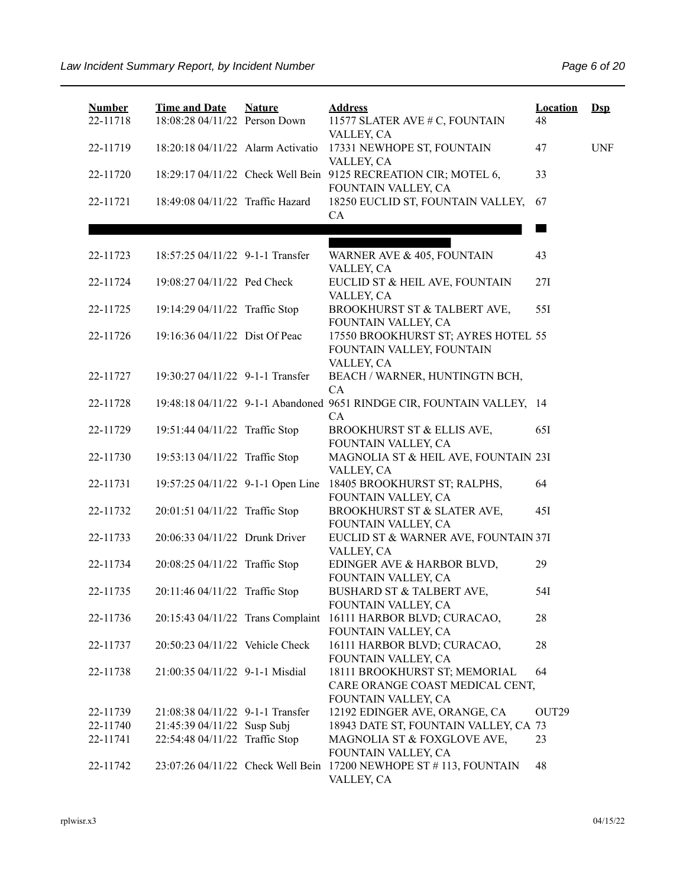| Number | Time and Date | Nature | Address | Location | Dsp |
| --- | --- | --- | --- | --- | --- |
| 22-11718 | 18:08:28 04/11/22 | Person Down | 11577 SLATER AVE # C, FOUNTAIN VALLEY, CA | 48 | |
| 22-11719 | 18:20:18 04/11/22 | Alarm Activatio | 17331 NEWHOPE ST, FOUNTAIN VALLEY, CA | 47 | UNF |
| 22-11720 | 18:29:17 04/11/22 | Check Well Bein | 9125 RECREATION CIR; MOTEL 6, FOUNTAIN VALLEY, CA | 33 | |
| 22-11721 | 18:49:08 04/11/22 | Traffic Hazard | 18250 EUCLID ST, FOUNTAIN VALLEY, CA | 67 | |
| 22-11723 | 18:57:25 04/11/22 | 9-1-1 Transfer | WARNER AVE & 405, FOUNTAIN VALLEY, CA | 43 | |
| 22-11724 | 19:08:27 04/11/22 | Ped Check | EUCLID ST & HEIL AVE, FOUNTAIN VALLEY, CA | 27I | |
| 22-11725 | 19:14:29 04/11/22 | Traffic Stop | BROOKHURST ST & TALBERT AVE, FOUNTAIN VALLEY, CA | 55I | |
| 22-11726 | 19:16:36 04/11/22 | Dist Of Peac | 17550 BROOKHURST ST; AYRES HOTEL FOUNTAIN VALLEY, FOUNTAIN VALLEY, CA | 55 | |
| 22-11727 | 19:30:27 04/11/22 | 9-1-1 Transfer | BEACH / WARNER, HUNTINGTN BCH, CA | | |
| 22-11728 | 19:48:18 04/11/22 | 9-1-1 Abandoned | 9651 RINDGE CIR, FOUNTAIN VALLEY, CA | 14 | |
| 22-11729 | 19:51:44 04/11/22 | Traffic Stop | BROOKHURST ST & ELLIS AVE, FOUNTAIN VALLEY, CA | 65I | |
| 22-11730 | 19:53:13 04/11/22 | Traffic Stop | MAGNOLIA ST & HEIL AVE, FOUNTAIN VALLEY, CA | 23I | |
| 22-11731 | 19:57:25 04/11/22 | 9-1-1 Open Line | 18405 BROOKHURST ST; RALPHS, FOUNTAIN VALLEY, CA | 64 | |
| 22-11732 | 20:01:51 04/11/22 | Traffic Stop | BROOKHURST ST & SLATER AVE, FOUNTAIN VALLEY, CA | 45I | |
| 22-11733 | 20:06:33 04/11/22 | Drunk Driver | EUCLID ST & WARNER AVE, FOUNTAIN VALLEY, CA | 37I | |
| 22-11734 | 20:08:25 04/11/22 | Traffic Stop | EDINGER AVE & HARBOR BLVD, FOUNTAIN VALLEY, CA | 29 | |
| 22-11735 | 20:11:46 04/11/22 | Traffic Stop | BUSHARD ST & TALBERT AVE, FOUNTAIN VALLEY, CA | 54I | |
| 22-11736 | 20:15:43 04/11/22 | Trans Complaint | 16111 HARBOR BLVD; CURACAO, FOUNTAIN VALLEY, CA | 28 | |
| 22-11737 | 20:50:23 04/11/22 | Vehicle Check | 16111 HARBOR BLVD; CURACAO, FOUNTAIN VALLEY, CA | 28 | |
| 22-11738 | 21:00:35 04/11/22 | 9-1-1 Misdial | 18111 BROOKHURST ST; MEMORIAL CARE ORANGE COAST MEDICAL CENT, FOUNTAIN VALLEY, CA | 64 | |
| 22-11739 | 21:08:38 04/11/22 | 9-1-1 Transfer | 12192 EDINGER AVE, ORANGE, CA | OUT29 | |
| 22-11740 | 21:45:39 04/11/22 | Susp Subj | 18943 DATE ST, FOUNTAIN VALLEY, CA | 73 | |
| 22-11741 | 22:54:48 04/11/22 | Traffic Stop | MAGNOLIA ST & FOXGLOVE AVE, FOUNTAIN VALLEY, CA | 23 | |
| 22-11742 | 23:07:26 04/11/22 | Check Well Bein | 17200 NEWHOPE ST # 113, FOUNTAIN VALLEY, CA | 48 | |

rplwisr.x3 04/15/22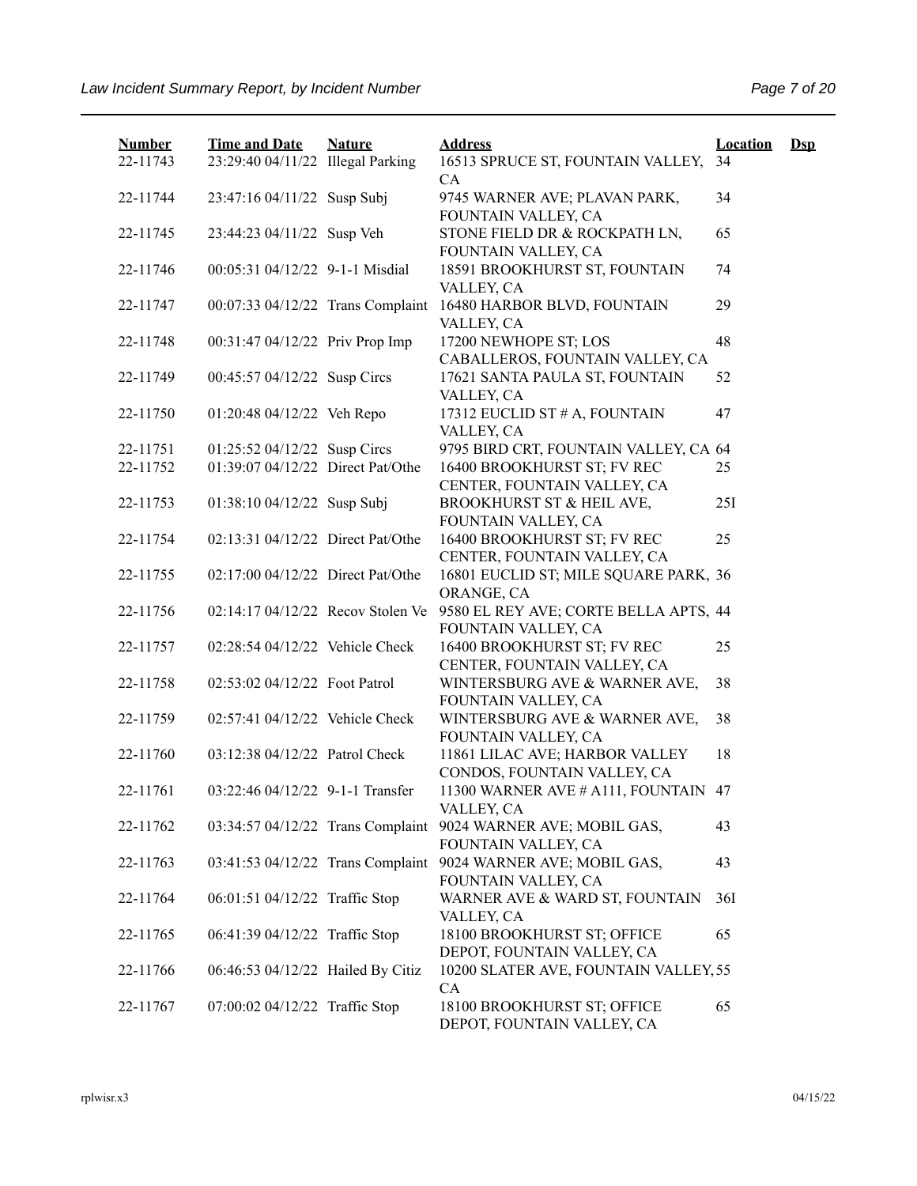| Number | Time and Date | Nature | Address | Location | Dsp |
|---|---|---|---|---|---|
| 22-11743 | 23:29:40 04/11/22 | Illegal Parking | 16513 SPRUCE ST, FOUNTAIN VALLEY, CA | 34 | |
| 22-11744 | 23:47:16 04/11/22 | Susp Subj | 9745 WARNER AVE; PLAVAN PARK, FOUNTAIN VALLEY, CA | 34 | |
| 22-11745 | 23:44:23 04/11/22 | Susp Veh | STONE FIELD DR & ROCKPATH LN, FOUNTAIN VALLEY, CA | 65 | |
| 22-11746 | 00:05:31 04/12/22 | 9-1-1 Misdial | 18591 BROOKHURST ST, FOUNTAIN VALLEY, CA | 74 | |
| 22-11747 | 00:07:33 04/12/22 | Trans Complaint | 16480 HARBOR BLVD, FOUNTAIN VALLEY, CA | 29 | |
| 22-11748 | 00:31:47 04/12/22 | Priv Prop Imp | 17200 NEWHOPE ST; LOS CABALLEROS, FOUNTAIN VALLEY, CA | 48 | |
| 22-11749 | 00:45:57 04/12/22 | Susp Circs | 17621 SANTA PAULA ST, FOUNTAIN VALLEY, CA | 52 | |
| 22-11750 | 01:20:48 04/12/22 | Veh Repo | 17312 EUCLID ST # A, FOUNTAIN VALLEY, CA | 47 | |
| 22-11751 | 01:25:52 04/12/22 | Susp Circs | 9795 BIRD CRT, FOUNTAIN VALLEY, CA | 64 | |
| 22-11752 | 01:39:07 04/12/22 | Direct Pat/Othe | 16400 BROOKHURST ST; FV REC CENTER, FOUNTAIN VALLEY, CA | 25 | |
| 22-11753 | 01:38:10 04/12/22 | Susp Subj | BROOKHURST ST & HEIL AVE, FOUNTAIN VALLEY, CA | 25I | |
| 22-11754 | 02:13:31 04/12/22 | Direct Pat/Othe | 16400 BROOKHURST ST; FV REC CENTER, FOUNTAIN VALLEY, CA | 25 | |
| 22-11755 | 02:17:00 04/12/22 | Direct Pat/Othe | 16801 EUCLID ST; MILE SQUARE PARK, ORANGE, CA | 36 | |
| 22-11756 | 02:14:17 04/12/22 | Recov Stolen Ve | 9580 EL REY AVE; CORTE BELLA APTS, FOUNTAIN VALLEY, CA | 44 | |
| 22-11757 | 02:28:54 04/12/22 | Vehicle Check | 16400 BROOKHURST ST; FV REC CENTER, FOUNTAIN VALLEY, CA | 25 | |
| 22-11758 | 02:53:02 04/12/22 | Foot Patrol | WINTERSBURG AVE & WARNER AVE, FOUNTAIN VALLEY, CA | 38 | |
| 22-11759 | 02:57:41 04/12/22 | Vehicle Check | WINTERSBURG AVE & WARNER AVE, FOUNTAIN VALLEY, CA | 38 | |
| 22-11760 | 03:12:38 04/12/22 | Patrol Check | 11861 LILAC AVE; HARBOR VALLEY CONDOS, FOUNTAIN VALLEY, CA | 18 | |
| 22-11761 | 03:22:46 04/12/22 | 9-1-1 Transfer | 11300 WARNER AVE # A111, FOUNTAIN VALLEY, CA | 47 | |
| 22-11762 | 03:34:57 04/12/22 | Trans Complaint | 9024 WARNER AVE; MOBIL GAS, FOUNTAIN VALLEY, CA | 43 | |
| 22-11763 | 03:41:53 04/12/22 | Trans Complaint | 9024 WARNER AVE; MOBIL GAS, FOUNTAIN VALLEY, CA | 43 | |
| 22-11764 | 06:01:51 04/12/22 | Traffic Stop | WARNER AVE & WARD ST, FOUNTAIN VALLEY, CA | 36I | |
| 22-11765 | 06:41:39 04/12/22 | Traffic Stop | 18100 BROOKHURST ST; OFFICE DEPOT, FOUNTAIN VALLEY, CA | 65 | |
| 22-11766 | 06:46:53 04/12/22 | Hailed By Citiz | 10200 SLATER AVE, FOUNTAIN VALLEY, CA | 55 | |
| 22-11767 | 07:00:02 04/12/22 | Traffic Stop | 18100 BROOKHURST ST; OFFICE DEPOT, FOUNTAIN VALLEY, CA | 65 | |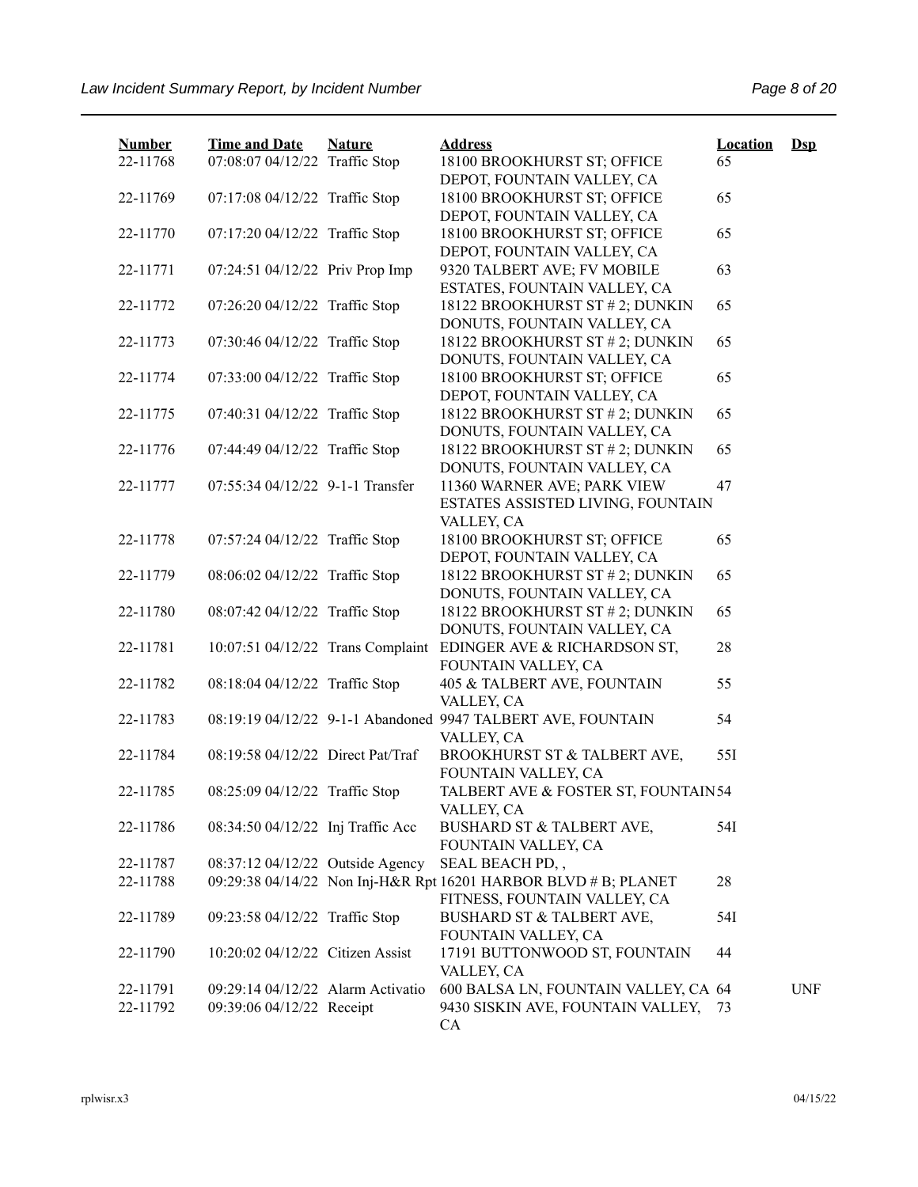| Number | Time and Date | Nature | Address | Location | Dsp |
|---|---|---|---|---|---|
| 22-11768 | 07:08:07 04/12/22 | Traffic Stop | 18100 BROOKHURST ST; OFFICE DEPOT, FOUNTAIN VALLEY, CA | 65 | |
| 22-11769 | 07:17:08 04/12/22 | Traffic Stop | 18100 BROOKHURST ST; OFFICE DEPOT, FOUNTAIN VALLEY, CA | 65 | |
| 22-11770 | 07:17:20 04/12/22 | Traffic Stop | 18100 BROOKHURST ST; OFFICE DEPOT, FOUNTAIN VALLEY, CA | 65 | |
| 22-11771 | 07:24:51 04/12/22 | Priv Prop Imp | 9320 TALBERT AVE; FV MOBILE ESTATES, FOUNTAIN VALLEY, CA | 63 | |
| 22-11772 | 07:26:20 04/12/22 | Traffic Stop | 18122 BROOKHURST ST # 2; DUNKIN DONUTS, FOUNTAIN VALLEY, CA | 65 | |
| 22-11773 | 07:30:46 04/12/22 | Traffic Stop | 18122 BROOKHURST ST # 2; DUNKIN DONUTS, FOUNTAIN VALLEY, CA | 65 | |
| 22-11774 | 07:33:00 04/12/22 | Traffic Stop | 18100 BROOKHURST ST; OFFICE DEPOT, FOUNTAIN VALLEY, CA | 65 | |
| 22-11775 | 07:40:31 04/12/22 | Traffic Stop | 18122 BROOKHURST ST # 2; DUNKIN DONUTS, FOUNTAIN VALLEY, CA | 65 | |
| 22-11776 | 07:44:49 04/12/22 | Traffic Stop | 18122 BROOKHURST ST # 2; DUNKIN DONUTS, FOUNTAIN VALLEY, CA | 65 | |
| 22-11777 | 07:55:34 04/12/22 | 9-1-1 Transfer | 11360 WARNER AVE; PARK VIEW ESTATES ASSISTED LIVING, FOUNTAIN VALLEY, CA | 47 | |
| 22-11778 | 07:57:24 04/12/22 | Traffic Stop | 18100 BROOKHURST ST; OFFICE DEPOT, FOUNTAIN VALLEY, CA | 65 | |
| 22-11779 | 08:06:02 04/12/22 | Traffic Stop | 18122 BROOKHURST ST # 2; DUNKIN DONUTS, FOUNTAIN VALLEY, CA | 65 | |
| 22-11780 | 08:07:42 04/12/22 | Traffic Stop | 18122 BROOKHURST ST # 2; DUNKIN DONUTS, FOUNTAIN VALLEY, CA | 65 | |
| 22-11781 | 10:07:51 04/12/22 | Trans Complaint | EDINGER AVE & RICHARDSON ST, FOUNTAIN VALLEY, CA | 28 | |
| 22-11782 | 08:18:04 04/12/22 | Traffic Stop | 405 & TALBERT AVE, FOUNTAIN VALLEY, CA | 55 | |
| 22-11783 | 08:19:19 04/12/22 | 9-1-1 Abandoned | 9947 TALBERT AVE, FOUNTAIN VALLEY, CA | 54 | |
| 22-11784 | 08:19:58 04/12/22 | Direct Pat/Traf | BROOKHURST ST & TALBERT AVE, FOUNTAIN VALLEY, CA | 55I | |
| 22-11785 | 08:25:09 04/12/22 | Traffic Stop | TALBERT AVE & FOSTER ST, FOUNTAIN VALLEY, CA | 54 | |
| 22-11786 | 08:34:50 04/12/22 | Inj Traffic Acc | BUSHARD ST & TALBERT AVE, FOUNTAIN VALLEY, CA | 54I | |
| 22-11787 | 08:37:12 04/12/22 | Outside Agency | SEAL BEACH PD, , | | |
| 22-11788 | 09:29:38 04/14/22 | Non Inj-H&R Rpt | 16201 HARBOR BLVD # B; PLANET FITNESS, FOUNTAIN VALLEY, CA | 28 | |
| 22-11789 | 09:23:58 04/12/22 | Traffic Stop | BUSHARD ST & TALBERT AVE, FOUNTAIN VALLEY, CA | 54I | |
| 22-11790 | 10:20:02 04/12/22 | Citizen Assist | 17191 BUTTONWOOD ST, FOUNTAIN VALLEY, CA | 44 | |
| 22-11791 | 09:29:14 04/12/22 | Alarm Activatio | 600 BALSA LN, FOUNTAIN VALLEY, CA | 64 | UNF |
| 22-11792 | 09:39:06 04/12/22 | Receipt | 9430 SISKIN AVE, FOUNTAIN VALLEY, CA | 73 | |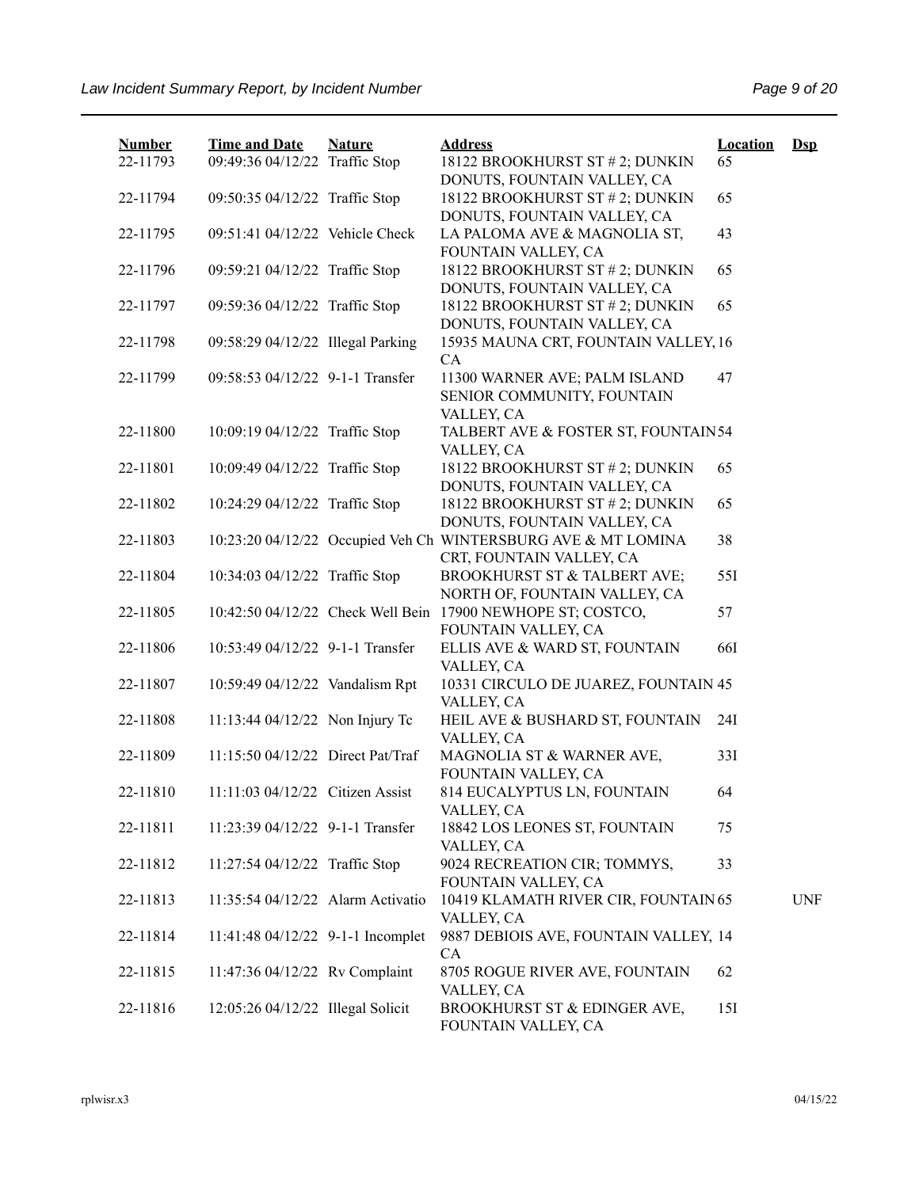| Number | Time and Date | Nature | Address | Location | Dsp |
| --- | --- | --- | --- | --- | --- |
| 22-11793 | 09:49:36 04/12/22 | Traffic Stop | 18122 BROOKHURST ST # 2; DUNKIN DONUTS, FOUNTAIN VALLEY, CA | 65 | |
| 22-11794 | 09:50:35 04/12/22 | Traffic Stop | 18122 BROOKHURST ST # 2; DUNKIN DONUTS, FOUNTAIN VALLEY, CA | 65 | |
| 22-11795 | 09:51:41 04/12/22 | Vehicle Check | LA PALOMA AVE & MAGNOLIA ST, FOUNTAIN VALLEY, CA | 43 | |
| 22-11796 | 09:59:21 04/12/22 | Traffic Stop | 18122 BROOKHURST ST # 2; DUNKIN DONUTS, FOUNTAIN VALLEY, CA | 65 | |
| 22-11797 | 09:59:36 04/12/22 | Traffic Stop | 18122 BROOKHURST ST # 2; DUNKIN DONUTS, FOUNTAIN VALLEY, CA | 65 | |
| 22-11798 | 09:58:29 04/12/22 | Illegal Parking | 15935 MAUNA CRT, FOUNTAIN VALLEY, CA | 16 | |
| 22-11799 | 09:58:53 04/12/22 | 9-1-1 Transfer | 11300 WARNER AVE; PALM ISLAND SENIOR COMMUNITY, FOUNTAIN VALLEY, CA | 47 | |
| 22-11800 | 10:09:19 04/12/22 | Traffic Stop | TALBERT AVE & FOSTER ST, FOUNTAIN VALLEY, CA | 54 | |
| 22-11801 | 10:09:49 04/12/22 | Traffic Stop | 18122 BROOKHURST ST # 2; DUNKIN DONUTS, FOUNTAIN VALLEY, CA | 65 | |
| 22-11802 | 10:24:29 04/12/22 | Traffic Stop | 18122 BROOKHURST ST # 2; DUNKIN DONUTS, FOUNTAIN VALLEY, CA | 65 | |
| 22-11803 | 10:23:20 04/12/22 | Occupied Veh Ch | WINTERSBURG AVE & MT LOMINA CRT, FOUNTAIN VALLEY, CA | 38 | |
| 22-11804 | 10:34:03 04/12/22 | Traffic Stop | BROOKHURST ST & TALBERT AVE; NORTH OF, FOUNTAIN VALLEY, CA | 55I | |
| 22-11805 | 10:42:50 04/12/22 | Check Well Bein | 17900 NEWHOPE ST; COSTCO, FOUNTAIN VALLEY, CA | 57 | |
| 22-11806 | 10:53:49 04/12/22 | 9-1-1 Transfer | ELLIS AVE & WARD ST, FOUNTAIN VALLEY, CA | 66I | |
| 22-11807 | 10:59:49 04/12/22 | Vandalism Rpt | 10331 CIRCULO DE JUAREZ, FOUNTAIN VALLEY, CA | 45 | |
| 22-11808 | 11:13:44 04/12/22 | Non Injury Tc | HEIL AVE & BUSHARD ST, FOUNTAIN VALLEY, CA | 24I | |
| 22-11809 | 11:15:50 04/12/22 | Direct Pat/Traf | MAGNOLIA ST & WARNER AVE, FOUNTAIN VALLEY, CA | 33I | |
| 22-11810 | 11:11:03 04/12/22 | Citizen Assist | 814 EUCALYPTUS LN, FOUNTAIN VALLEY, CA | 64 | |
| 22-11811 | 11:23:39 04/12/22 | 9-1-1 Transfer | 18842 LOS LEONES ST, FOUNTAIN VALLEY, CA | 75 | |
| 22-11812 | 11:27:54 04/12/22 | Traffic Stop | 9024 RECREATION CIR; TOMMYS, FOUNTAIN VALLEY, CA | 33 | |
| 22-11813 | 11:35:54 04/12/22 | Alarm Activatio | 10419 KLAMATH RIVER CIR, FOUNTAIN VALLEY, CA | 65 | UNF |
| 22-11814 | 11:41:48 04/12/22 | 9-1-1 Incomplet | 9887 DEBIOIS AVE, FOUNTAIN VALLEY, CA | 14 | |
| 22-11815 | 11:47:36 04/12/22 | Rv Complaint | 8705 ROGUE RIVER AVE, FOUNTAIN VALLEY, CA | 62 | |
| 22-11816 | 12:05:26 04/12/22 | Illegal Solicit | BROOKHURST ST & EDINGER AVE, FOUNTAIN VALLEY, CA | 15I | |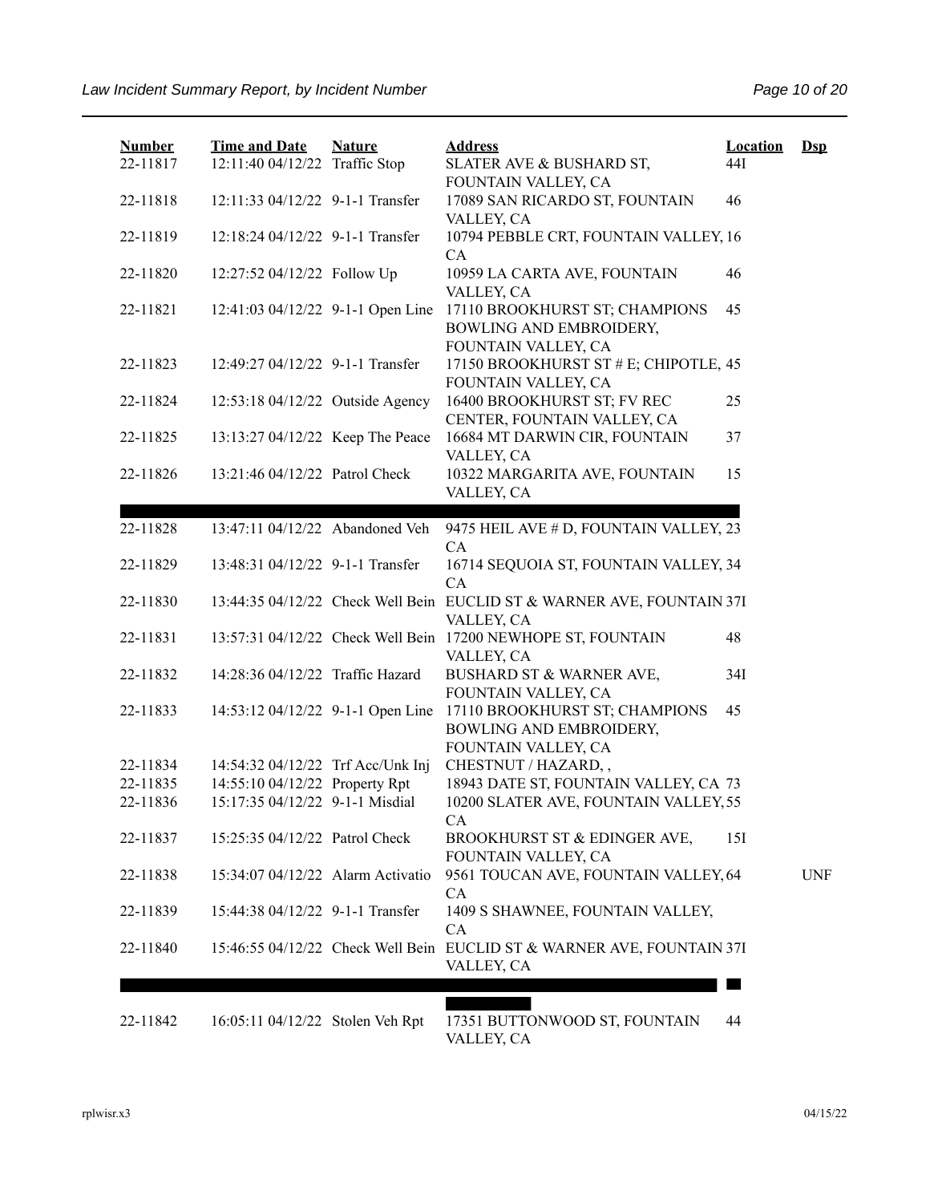| Number | Time and Date | Nature | Address | Location | Dsp |
|---|---|---|---|---|---|
| 22-11817 | 12:11:40 04/12/22 | Traffic Stop | SLATER AVE & BUSHARD ST, FOUNTAIN VALLEY, CA | 44I | |
| 22-11818 | 12:11:33 04/12/22 | 9-1-1 Transfer | 17089 SAN RICARDO ST, FOUNTAIN VALLEY, CA | 46 | |
| 22-11819 | 12:18:24 04/12/22 | 9-1-1 Transfer | 10794 PEBBLE CRT, FOUNTAIN VALLEY, CA | 16 | |
| 22-11820 | 12:27:52 04/12/22 | Follow Up | 10959 LA CARTA AVE, FOUNTAIN VALLEY, CA | 46 | |
| 22-11821 | 12:41:03 04/12/22 | 9-1-1 Open Line | 17110 BROOKHURST ST; CHAMPIONS BOWLING AND EMBROIDERY, FOUNTAIN VALLEY, CA | 45 | |
| 22-11823 | 12:49:27 04/12/22 | 9-1-1 Transfer | 17150 BROOKHURST ST # E; CHIPOTLE, FOUNTAIN VALLEY, CA | 45 | |
| 22-11824 | 12:53:18 04/12/22 | Outside Agency | 16400 BROOKHURST ST; FV REC CENTER, FOUNTAIN VALLEY, CA | 25 | |
| 22-11825 | 13:13:27 04/12/22 | Keep The Peace | 16684 MT DARWIN CIR, FOUNTAIN VALLEY, CA | 37 | |
| 22-11826 | 13:21:46 04/12/22 | Patrol Check | 10322 MARGARITA AVE, FOUNTAIN VALLEY, CA | 15 | |
| 22-11828 | 13:47:11 04/12/22 | Abandoned Veh | 9475 HEIL AVE # D, FOUNTAIN VALLEY, CA | 23 | |
| 22-11829 | 13:48:31 04/12/22 | 9-1-1 Transfer | 16714 SEQUOIA ST, FOUNTAIN VALLEY, CA | 34 | |
| 22-11830 | 13:44:35 04/12/22 | Check Well Bein | EUCLID ST & WARNER AVE, FOUNTAIN VALLEY, CA | 37I | |
| 22-11831 | 13:57:31 04/12/22 | Check Well Bein | 17200 NEWHOPE ST, FOUNTAIN VALLEY, CA | 48 | |
| 22-11832 | 14:28:36 04/12/22 | Traffic Hazard | BUSHARD ST & WARNER AVE, FOUNTAIN VALLEY, CA | 34I | |
| 22-11833 | 14:53:12 04/12/22 | 9-1-1 Open Line | 17110 BROOKHURST ST; CHAMPIONS BOWLING AND EMBROIDERY, FOUNTAIN VALLEY, CA | 45 | |
| 22-11834 | 14:54:32 04/12/22 | Trf Acc/Unk Inj | CHESTNUT / HAZARD, , | | |
| 22-11835 | 14:55:10 04/12/22 | Property Rpt | 18943 DATE ST, FOUNTAIN VALLEY, CA | 73 | |
| 22-11836 | 15:17:35 04/12/22 | 9-1-1 Misdial | 10200 SLATER AVE, FOUNTAIN VALLEY, CA | 55 | |
| 22-11837 | 15:25:35 04/12/22 | Patrol Check | BROOKHURST ST & EDINGER AVE, FOUNTAIN VALLEY, CA | 15I | |
| 22-11838 | 15:34:07 04/12/22 | Alarm Activatio | 9561 TOUCAN AVE, FOUNTAIN VALLEY, CA | 64 | UNF |
| 22-11839 | 15:44:38 04/12/22 | 9-1-1 Transfer | 1409 S SHAWNEE, FOUNTAIN VALLEY, CA | | |
| 22-11840 | 15:46:55 04/12/22 | Check Well Bein | EUCLID ST & WARNER AVE, FOUNTAIN VALLEY, CA | 37I | |
| 22-11842 | 16:05:11 04/12/22 | Stolen Veh Rpt | 17351 BUTTONWOOD ST, FOUNTAIN VALLEY, CA | 44 | |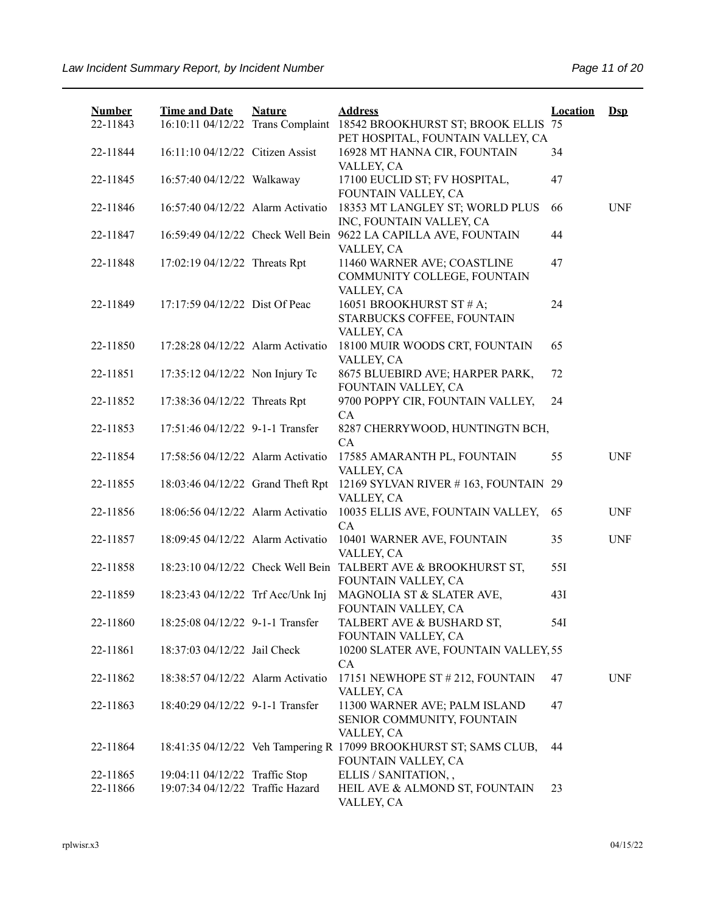| Number | Time and Date | Nature | Address | Location | Dsp |
|---|---|---|---|---|---|
| 22-11843 | 16:10:11 04/12/22 | Trans Complaint | 18542 BROOKHURST ST; BROOK ELLIS PET HOSPITAL, FOUNTAIN VALLEY, CA | 75 | |
| 22-11844 | 16:11:10 04/12/22 | Citizen Assist | 16928 MT HANNA CIR, FOUNTAIN VALLEY, CA | 34 | |
| 22-11845 | 16:57:40 04/12/22 | Walkaway | 17100 EUCLID ST; FV HOSPITAL, FOUNTAIN VALLEY, CA | 47 | |
| 22-11846 | 16:57:40 04/12/22 | Alarm Activatio | 18353 MT LANGLEY ST; WORLD PLUS INC, FOUNTAIN VALLEY, CA | 66 | UNF |
| 22-11847 | 16:59:49 04/12/22 | Check Well Bein | 9622 LA CAPILLA AVE, FOUNTAIN VALLEY, CA | 44 | |
| 22-11848 | 17:02:19 04/12/22 | Threats Rpt | 11460 WARNER AVE; COASTLINE COMMUNITY COLLEGE, FOUNTAIN VALLEY, CA | 47 | |
| 22-11849 | 17:17:59 04/12/22 | Dist Of Peac | 16051 BROOKHURST ST # A; STARBUCKS COFFEE, FOUNTAIN VALLEY, CA | 24 | |
| 22-11850 | 17:28:28 04/12/22 | Alarm Activatio | 18100 MUIR WOODS CRT, FOUNTAIN VALLEY, CA | 65 | |
| 22-11851 | 17:35:12 04/12/22 | Non Injury Tc | 8675 BLUEBIRD AVE; HARPER PARK, FOUNTAIN VALLEY, CA | 72 | |
| 22-11852 | 17:38:36 04/12/22 | Threats Rpt | 9700 POPPY CIR, FOUNTAIN VALLEY, CA | 24 | |
| 22-11853 | 17:51:46 04/12/22 | 9-1-1 Transfer | 8287 CHERRYWOOD, HUNTINGTN BCH, CA | | |
| 22-11854 | 17:58:56 04/12/22 | Alarm Activatio | 17585 AMARANTH PL, FOUNTAIN VALLEY, CA | 55 | UNF |
| 22-11855 | 18:03:46 04/12/22 | Grand Theft Rpt | 12169 SYLVAN RIVER # 163, FOUNTAIN VALLEY, CA | 29 | |
| 22-11856 | 18:06:56 04/12/22 | Alarm Activatio | 10035 ELLIS AVE, FOUNTAIN VALLEY, CA | 65 | UNF |
| 22-11857 | 18:09:45 04/12/22 | Alarm Activatio | 10401 WARNER AVE, FOUNTAIN VALLEY, CA | 35 | UNF |
| 22-11858 | 18:23:10 04/12/22 | Check Well Bein | TALBERT AVE & BROOKHURST ST, FOUNTAIN VALLEY, CA | 55I | |
| 22-11859 | 18:23:43 04/12/22 | Trf Acc/Unk Inj | MAGNOLIA ST & SLATER AVE, FOUNTAIN VALLEY, CA | 43I | |
| 22-11860 | 18:25:08 04/12/22 | 9-1-1 Transfer | TALBERT AVE & BUSHARD ST, FOUNTAIN VALLEY, CA | 54I | |
| 22-11861 | 18:37:03 04/12/22 | Jail Check | 10200 SLATER AVE, FOUNTAIN VALLEY, CA | 55 | |
| 22-11862 | 18:38:57 04/12/22 | Alarm Activatio | 17151 NEWHOPE ST # 212, FOUNTAIN VALLEY, CA | 47 | UNF |
| 22-11863 | 18:40:29 04/12/22 | 9-1-1 Transfer | 11300 WARNER AVE; PALM ISLAND SENIOR COMMUNITY, FOUNTAIN VALLEY, CA | 47 | |
| 22-11864 | 18:41:35 04/12/22 | Veh Tampering R | 17099 BROOKHURST ST; SAMS CLUB, FOUNTAIN VALLEY, CA | 44 | |
| 22-11865 | 19:04:11 04/12/22 | Traffic Stop | ELLIS / SANITATION, , | | |
| 22-11866 | 19:07:34 04/12/22 | Traffic Hazard | HEIL AVE & ALMOND ST, FOUNTAIN VALLEY, CA | 23 | |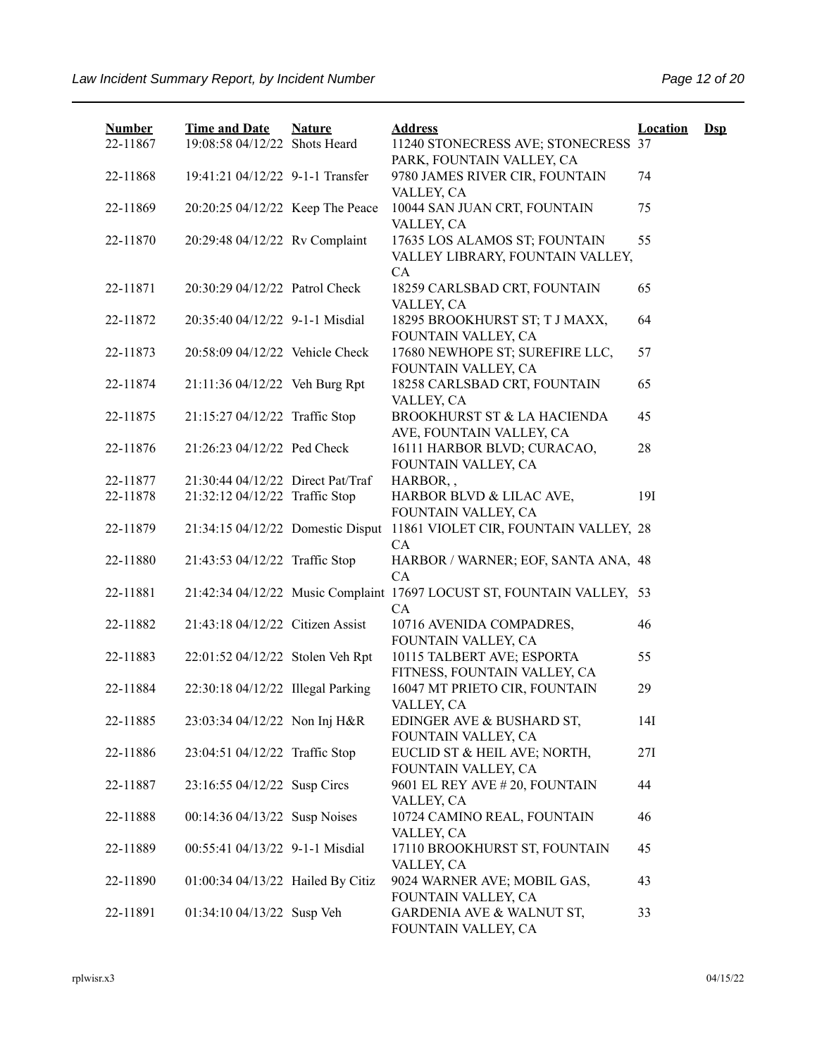| Number | Time and Date | Nature | Address | Location | Dsp |
|---|---|---|---|---|---|
| 22-11867 | 19:08:58 04/12/22 | Shots Heard | 11240 STONECRESS AVE; STONECRESS PARK, FOUNTAIN VALLEY, CA | 37 | |
| 22-11868 | 19:41:21 04/12/22 | 9-1-1 Transfer | 9780 JAMES RIVER CIR, FOUNTAIN VALLEY, CA | 74 | |
| 22-11869 | 20:20:25 04/12/22 | Keep The Peace | 10044 SAN JUAN CRT, FOUNTAIN VALLEY, CA | 75 | |
| 22-11870 | 20:29:48 04/12/22 | Rv Complaint | 17635 LOS ALAMOS ST; FOUNTAIN VALLEY LIBRARY, FOUNTAIN VALLEY, CA | 55 | |
| 22-11871 | 20:30:29 04/12/22 | Patrol Check | 18259 CARLSBAD CRT, FOUNTAIN VALLEY, CA | 65 | |
| 22-11872 | 20:35:40 04/12/22 | 9-1-1 Misdial | 18295 BROOKHURST ST; T J MAXX, FOUNTAIN VALLEY, CA | 64 | |
| 22-11873 | 20:58:09 04/12/22 | Vehicle Check | 17680 NEWHOPE ST; SUREFIRE LLC, FOUNTAIN VALLEY, CA | 57 | |
| 22-11874 | 21:11:36 04/12/22 | Veh Burg Rpt | 18258 CARLSBAD CRT, FOUNTAIN VALLEY, CA | 65 | |
| 22-11875 | 21:15:27 04/12/22 | Traffic Stop | BROOKHURST ST & LA HACIENDA AVE, FOUNTAIN VALLEY, CA | 45 | |
| 22-11876 | 21:26:23 04/12/22 | Ped Check | 16111 HARBOR BLVD; CURACAO, FOUNTAIN VALLEY, CA | 28 | |
| 22-11877 | 21:30:44 04/12/22 | Direct Pat/Traf | HARBOR, , | | |
| 22-11878 | 21:32:12 04/12/22 | Traffic Stop | HARBOR BLVD & LILAC AVE, FOUNTAIN VALLEY, CA | 19I | |
| 22-11879 | 21:34:15 04/12/22 | Domestic Disput | 11861 VIOLET CIR, FOUNTAIN VALLEY, CA | 28 | |
| 22-11880 | 21:43:53 04/12/22 | Traffic Stop | HARBOR / WARNER; EOF, SANTA ANA, CA | 48 | |
| 22-11881 | 21:42:34 04/12/22 | Music Complaint | 17697 LOCUST ST, FOUNTAIN VALLEY, CA | 53 | |
| 22-11882 | 21:43:18 04/12/22 | Citizen Assist | 10716 AVENIDA COMPADRES, FOUNTAIN VALLEY, CA | 46 | |
| 22-11883 | 22:01:52 04/12/22 | Stolen Veh Rpt | 10115 TALBERT AVE; ESPORTA FITNESS, FOUNTAIN VALLEY, CA | 55 | |
| 22-11884 | 22:30:18 04/12/22 | Illegal Parking | 16047 MT PRIETO CIR, FOUNTAIN VALLEY, CA | 29 | |
| 22-11885 | 23:03:34 04/12/22 | Non Inj H&R | EDINGER AVE & BUSHARD ST, FOUNTAIN VALLEY, CA | 14I | |
| 22-11886 | 23:04:51 04/12/22 | Traffic Stop | EUCLID ST & HEIL AVE; NORTH, FOUNTAIN VALLEY, CA | 27I | |
| 22-11887 | 23:16:55 04/12/22 | Susp Circs | 9601 EL REY AVE # 20, FOUNTAIN VALLEY, CA | 44 | |
| 22-11888 | 00:14:36 04/13/22 | Susp Noises | 10724 CAMINO REAL, FOUNTAIN VALLEY, CA | 46 | |
| 22-11889 | 00:55:41 04/13/22 | 9-1-1 Misdial | 17110 BROOKHURST ST, FOUNTAIN VALLEY, CA | 45 | |
| 22-11890 | 01:00:34 04/13/22 | Hailed By Citiz | 9024 WARNER AVE; MOBIL GAS, FOUNTAIN VALLEY, CA | 43 | |
| 22-11891 | 01:34:10 04/13/22 | Susp Veh | GARDENIA AVE & WALNUT ST, FOUNTAIN VALLEY, CA | 33 | |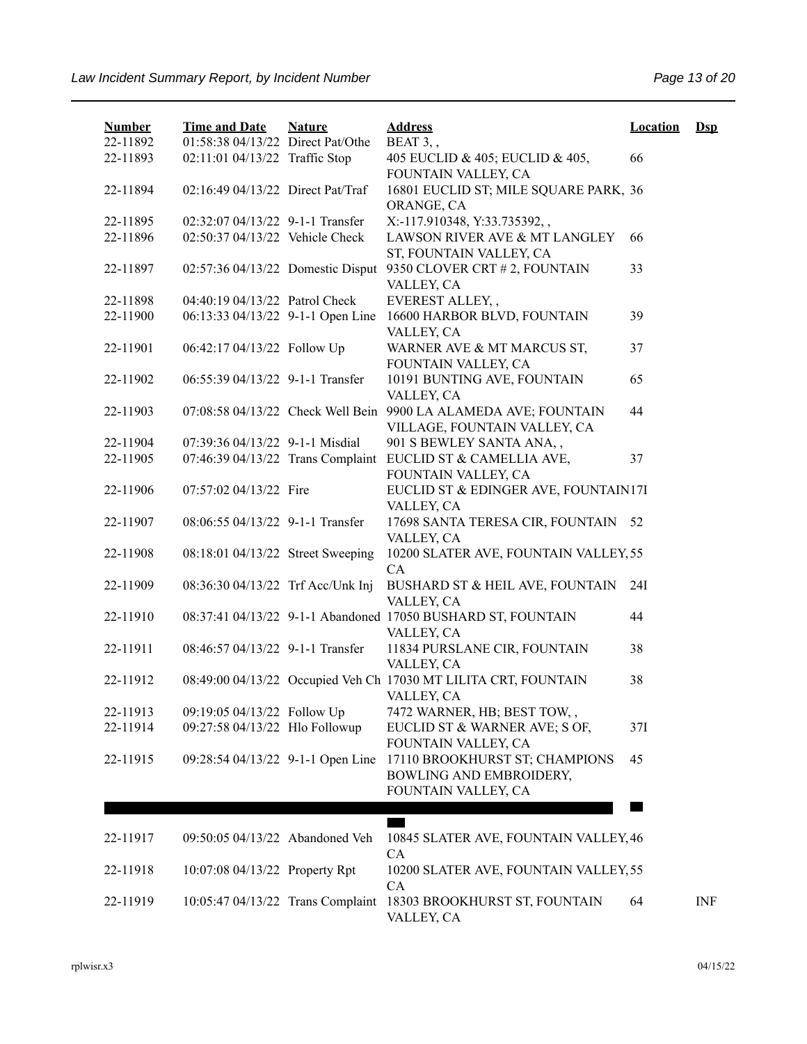| Number | Time and Date | Nature | Address | Location | Dsp |
|---|---|---|---|---|---|
| 22-11892 | 01:58:38 04/13/22 | Direct Pat/Othe | BEAT 3, , | | |
| 22-11893 | 02:11:01 04/13/22 | Traffic Stop | 405 EUCLID & 405; EUCLID & 405, FOUNTAIN VALLEY, CA | 66 | |
| 22-11894 | 02:16:49 04/13/22 | Direct Pat/Traf | 16801 EUCLID ST; MILE SQUARE PARK, ORANGE, CA | 36 | |
| 22-11895 | 02:32:07 04/13/22 | 9-1-1 Transfer | X:-117.910348, Y:33.735392, , | | |
| 22-11896 | 02:50:37 04/13/22 | Vehicle Check | LAWSON RIVER AVE & MT LANGLEY ST, FOUNTAIN VALLEY, CA | 66 | |
| 22-11897 | 02:57:36 04/13/22 | Domestic Disput | 9350 CLOVER CRT # 2, FOUNTAIN VALLEY, CA | 33 | |
| 22-11898 | 04:40:19 04/13/22 | Patrol Check | EVEREST ALLEY, , | | |
| 22-11900 | 06:13:33 04/13/22 | 9-1-1 Open Line | 16600 HARBOR BLVD, FOUNTAIN VALLEY, CA | 39 | |
| 22-11901 | 06:42:17 04/13/22 | Follow Up | WARNER AVE & MT MARCUS ST, FOUNTAIN VALLEY, CA | 37 | |
| 22-11902 | 06:55:39 04/13/22 | 9-1-1 Transfer | 10191 BUNTING AVE, FOUNTAIN VALLEY, CA | 65 | |
| 22-11903 | 07:08:58 04/13/22 | Check Well Bein | 9900 LA ALAMEDA AVE; FOUNTAIN VILLAGE, FOUNTAIN VALLEY, CA | 44 | |
| 22-11904 | 07:39:36 04/13/22 | 9-1-1 Misdial | 901 S BEWLEY SANTA ANA, , | | |
| 22-11905 | 07:46:39 04/13/22 | Trans Complaint | EUCLID ST & CAMELLIA AVE, FOUNTAIN VALLEY, CA | 37 | |
| 22-11906 | 07:57:02 04/13/22 | Fire | EUCLID ST & EDINGER AVE, FOUNTAIN VALLEY, CA | 17I | |
| 22-11907 | 08:06:55 04/13/22 | 9-1-1 Transfer | 17698 SANTA TERESA CIR, FOUNTAIN VALLEY, CA | 52 | |
| 22-11908 | 08:18:01 04/13/22 | Street Sweeping | 10200 SLATER AVE, FOUNTAIN VALLEY, CA | 55 | |
| 22-11909 | 08:36:30 04/13/22 | Trf Acc/Unk Inj | BUSHARD ST & HEIL AVE, FOUNTAIN VALLEY, CA | 24I | |
| 22-11910 | 08:37:41 04/13/22 | 9-1-1 Abandoned | 17050 BUSHARD ST, FOUNTAIN VALLEY, CA | 44 | |
| 22-11911 | 08:46:57 04/13/22 | 9-1-1 Transfer | 11834 PURSLANE CIR, FOUNTAIN VALLEY, CA | 38 | |
| 22-11912 | 08:49:00 04/13/22 | Occupied Veh Ch | 17030 MT LILITA CRT, FOUNTAIN VALLEY, CA | 38 | |
| 22-11913 | 09:19:05 04/13/22 | Follow Up | 7472 WARNER, HB; BEST TOW, , | | |
| 22-11914 | 09:27:58 04/13/22 | Hlo Followup | EUCLID ST & WARNER AVE; S OF, FOUNTAIN VALLEY, CA | 37I | |
| 22-11915 | 09:28:54 04/13/22 | 9-1-1 Open Line | 17110 BROOKHURST ST; CHAMPIONS BOWLING AND EMBROIDERY, FOUNTAIN VALLEY, CA | 45 | |
| 22-11917 | 09:50:05 04/13/22 | Abandoned Veh | 10845 SLATER AVE, FOUNTAIN VALLEY, CA | 46 | |
| 22-11918 | 10:07:08 04/13/22 | Property Rpt | 10200 SLATER AVE, FOUNTAIN VALLEY, CA | 55 | |
| 22-11919 | 10:05:47 04/13/22 | Trans Complaint | 18303 BROOKHURST ST, FOUNTAIN VALLEY, CA | 64 | INF |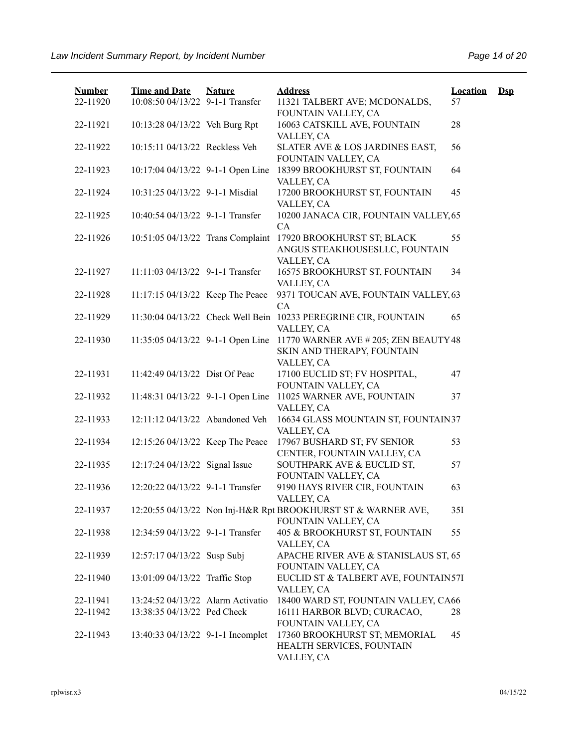| Number | Time and Date | Nature | Address | Location | Dsp |
|---|---|---|---|---|---|
| 22-11920 | 10:08:50 04/13/22 | 9-1-1 Transfer | 11321 TALBERT AVE; MCDONALDS, FOUNTAIN VALLEY, CA | 57 | |
| 22-11921 | 10:13:28 04/13/22 | Veh Burg Rpt | 16063 CATSKILL AVE, FOUNTAIN VALLEY, CA | 28 | |
| 22-11922 | 10:15:11 04/13/22 | Reckless Veh | SLATER AVE & LOS JARDINES EAST, FOUNTAIN VALLEY, CA | 56 | |
| 22-11923 | 10:17:04 04/13/22 | 9-1-1 Open Line | 18399 BROOKHURST ST, FOUNTAIN VALLEY, CA | 64 | |
| 22-11924 | 10:31:25 04/13/22 | 9-1-1 Misdial | 17200 BROOKHURST ST, FOUNTAIN VALLEY, CA | 45 | |
| 22-11925 | 10:40:54 04/13/22 | 9-1-1 Transfer | 10200 JANACA CIR, FOUNTAIN VALLEY, CA | 65 | |
| 22-11926 | 10:51:05 04/13/22 | Trans Complaint | 17920 BROOKHURST ST; BLACK ANGUS STEAKHOUSESLLC, FOUNTAIN VALLEY, CA | 55 | |
| 22-11927 | 11:11:03 04/13/22 | 9-1-1 Transfer | 16575 BROOKHURST ST, FOUNTAIN VALLEY, CA | 34 | |
| 22-11928 | 11:17:15 04/13/22 | Keep The Peace | 9371 TOUCAN AVE, FOUNTAIN VALLEY, CA | 63 | |
| 22-11929 | 11:30:04 04/13/22 | Check Well Bein | 10233 PEREGRINE CIR, FOUNTAIN VALLEY, CA | 65 | |
| 22-11930 | 11:35:05 04/13/22 | 9-1-1 Open Line | 11770 WARNER AVE # 205; ZEN BEAUTY SKIN AND THERAPY, FOUNTAIN VALLEY, CA | 48 | |
| 22-11931 | 11:42:49 04/13/22 | Dist Of Peac | 17100 EUCLID ST; FV HOSPITAL, FOUNTAIN VALLEY, CA | 47 | |
| 22-11932 | 11:48:31 04/13/22 | 9-1-1 Open Line | 11025 WARNER AVE, FOUNTAIN VALLEY, CA | 37 | |
| 22-11933 | 12:11:12 04/13/22 | Abandoned Veh | 16634 GLASS MOUNTAIN ST, FOUNTAIN VALLEY, CA | 37 | |
| 22-11934 | 12:15:26 04/13/22 | Keep The Peace | 17967 BUSHARD ST; FV SENIOR CENTER, FOUNTAIN VALLEY, CA | 53 | |
| 22-11935 | 12:17:24 04/13/22 | Signal Issue | SOUTHPARK AVE & EUCLID ST, FOUNTAIN VALLEY, CA | 57 | |
| 22-11936 | 12:20:22 04/13/22 | 9-1-1 Transfer | 9190 HAYS RIVER CIR, FOUNTAIN VALLEY, CA | 63 | |
| 22-11937 | 12:20:55 04/13/22 | Non Inj-H&R Rpt | BROOKHURST ST & WARNER AVE, FOUNTAIN VALLEY, CA | 35I | |
| 22-11938 | 12:34:59 04/13/22 | 9-1-1 Transfer | 405 & BROOKHURST ST, FOUNTAIN VALLEY, CA | 55 | |
| 22-11939 | 12:57:17 04/13/22 | Susp Subj | APACHE RIVER AVE & STANISLAUS ST, FOUNTAIN VALLEY, CA | 65 | |
| 22-11940 | 13:01:09 04/13/22 | Traffic Stop | EUCLID ST & TALBERT AVE, FOUNTAIN VALLEY, CA | 57I | |
| 22-11941 | 13:24:52 04/13/22 | Alarm Activatio | 18400 WARD ST, FOUNTAIN VALLEY, CA | 66 | |
| 22-11942 | 13:38:35 04/13/22 | Ped Check | 16111 HARBOR BLVD; CURACAO, FOUNTAIN VALLEY, CA | 28 | |
| 22-11943 | 13:40:33 04/13/22 | 9-1-1 Incomplet | 17360 BROOKHURST ST; MEMORIAL HEALTH SERVICES, FOUNTAIN VALLEY, CA | 45 | |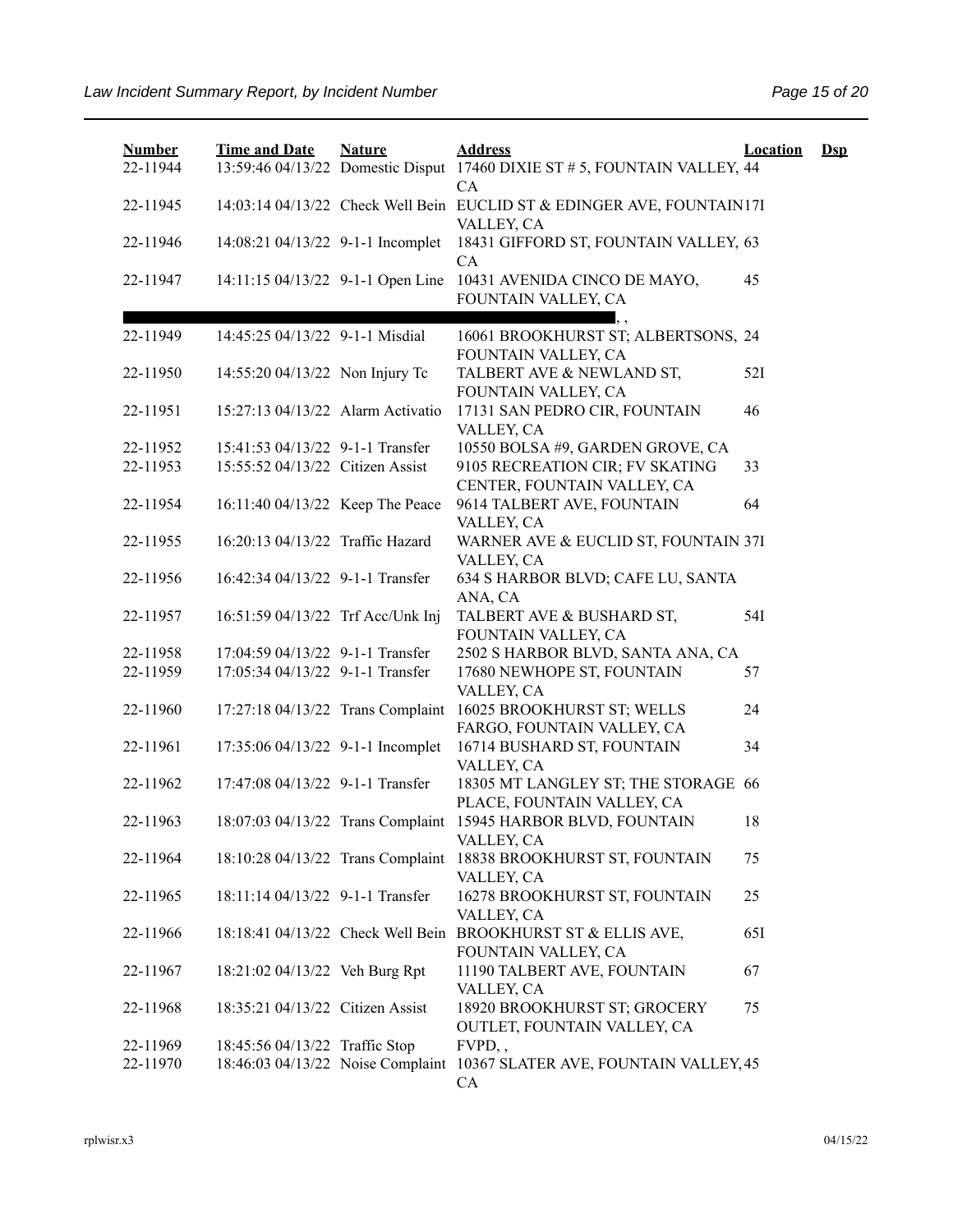| Number | Time and Date | Nature | Address | Location | Dsp |
|---|---|---|---|---|---|
| 22-11944 | 13:59:46 04/13/22 | Domestic Disput | 17460 DIXIE ST # 5, FOUNTAIN VALLEY, CA | 44 | |
| 22-11945 | 14:03:14 04/13/22 | Check Well Bein | EUCLID ST & EDINGER AVE, FOUNTAIN VALLEY, CA | 17I | |
| 22-11946 | 14:08:21 04/13/22 | 9-1-1 Incomplet | 18431 GIFFORD ST, FOUNTAIN VALLEY, CA | 63 | |
| 22-11947 | 14:11:15 04/13/22 | 9-1-1 Open Line | 10431 AVENIDA CINCO DE MAYO, FOUNTAIN VALLEY, CA | 45 | |
| | | | , , | | |
| 22-11949 | 14:45:25 04/13/22 | 9-1-1 Misdial | 16061 BROOKHURST ST; ALBERTSONS, FOUNTAIN VALLEY, CA | 24 | |
| 22-11950 | 14:55:20 04/13/22 | Non Injury Tc | TALBERT AVE & NEWLAND ST, FOUNTAIN VALLEY, CA | 52I | |
| 22-11951 | 15:27:13 04/13/22 | Alarm Activatio | 17131 SAN PEDRO CIR, FOUNTAIN VALLEY, CA | 46 | |
| 22-11952 | 15:41:53 04/13/22 | 9-1-1 Transfer | 10550 BOLSA #9, GARDEN GROVE, CA | | |
| 22-11953 | 15:55:52 04/13/22 | Citizen Assist | 9105 RECREATION CIR; FV SKATING CENTER, FOUNTAIN VALLEY, CA | 33 | |
| 22-11954 | 16:11:40 04/13/22 | Keep The Peace | 9614 TALBERT AVE, FOUNTAIN VALLEY, CA | 64 | |
| 22-11955 | 16:20:13 04/13/22 | Traffic Hazard | WARNER AVE & EUCLID ST, FOUNTAIN VALLEY, CA | 37I | |
| 22-11956 | 16:42:34 04/13/22 | 9-1-1 Transfer | 634 S HARBOR BLVD; CAFE LU, SANTA ANA, CA | | |
| 22-11957 | 16:51:59 04/13/22 | Trf Acc/Unk Inj | TALBERT AVE & BUSHARD ST, FOUNTAIN VALLEY, CA | 54I | |
| 22-11958 | 17:04:59 04/13/22 | 9-1-1 Transfer | 2502 S HARBOR BLVD, SANTA ANA, CA | | |
| 22-11959 | 17:05:34 04/13/22 | 9-1-1 Transfer | 17680 NEWHOPE ST, FOUNTAIN VALLEY, CA | 57 | |
| 22-11960 | 17:27:18 04/13/22 | Trans Complaint | 16025 BROOKHURST ST; WELLS FARGO, FOUNTAIN VALLEY, CA | 24 | |
| 22-11961 | 17:35:06 04/13/22 | 9-1-1 Incomplet | 16714 BUSHARD ST, FOUNTAIN VALLEY, CA | 34 | |
| 22-11962 | 17:47:08 04/13/22 | 9-1-1 Transfer | 18305 MT LANGLEY ST; THE STORAGE PLACE, FOUNTAIN VALLEY, CA | 66 | |
| 22-11963 | 18:07:03 04/13/22 | Trans Complaint | 15945 HARBOR BLVD, FOUNTAIN VALLEY, CA | 18 | |
| 22-11964 | 18:10:28 04/13/22 | Trans Complaint | 18838 BROOKHURST ST, FOUNTAIN VALLEY, CA | 75 | |
| 22-11965 | 18:11:14 04/13/22 | 9-1-1 Transfer | 16278 BROOKHURST ST, FOUNTAIN VALLEY, CA | 25 | |
| 22-11966 | 18:18:41 04/13/22 | Check Well Bein | BROOKHURST ST & ELLIS AVE, FOUNTAIN VALLEY, CA | 65I | |
| 22-11967 | 18:21:02 04/13/22 | Veh Burg Rpt | 11190 TALBERT AVE, FOUNTAIN VALLEY, CA | 67 | |
| 22-11968 | 18:35:21 04/13/22 | Citizen Assist | 18920 BROOKHURST ST; GROCERY OUTLET, FOUNTAIN VALLEY, CA | 75 | |
| 22-11969 | 18:45:56 04/13/22 | Traffic Stop | FVPD, , | | |
| 22-11970 | 18:46:03 04/13/22 | Noise Complaint | 10367 SLATER AVE, FOUNTAIN VALLEY, CA | 45 | |

rplwisr.x3 04/15/22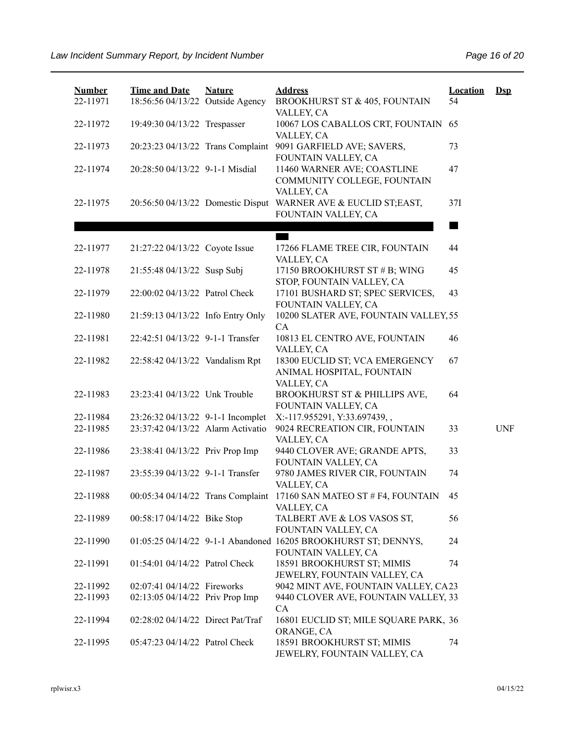| Number | Time and Date | Nature | Address | Location | Dsp |
|---|---|---|---|---|---|
| 22-11971 | 18:56:56 04/13/22 | Outside Agency | BROOKHURST ST & 405, FOUNTAIN VALLEY, CA | 54 | |
| 22-11972 | 19:49:30 04/13/22 | Trespasser | 10067 LOS CABALLOS CRT, FOUNTAIN VALLEY, CA | 65 | |
| 22-11973 | 20:23:23 04/13/22 | Trans Complaint | 9091 GARFIELD AVE; SAVERS, FOUNTAIN VALLEY, CA | 73 | |
| 22-11974 | 20:28:50 04/13/22 | 9-1-1 Misdial | 11460 WARNER AVE; COASTLINE COMMUNITY COLLEGE, FOUNTAIN VALLEY, CA | 47 | |
| 22-11975 | 20:56:50 04/13/22 | Domestic Disput | WARNER AVE & EUCLID ST;EAST, FOUNTAIN VALLEY, CA | 37I | |
| | | | | | |
| 22-11977 | 21:27:22 04/13/22 | Coyote Issue | 17266 FLAME TREE CIR, FOUNTAIN VALLEY, CA | 44 | |
| 22-11978 | 21:55:48 04/13/22 | Susp Subj | 17150 BROOKHURST ST # B; WING STOP, FOUNTAIN VALLEY, CA | 45 | |
| 22-11979 | 22:00:02 04/13/22 | Patrol Check | 17101 BUSHARD ST; SPEC SERVICES, FOUNTAIN VALLEY, CA | 43 | |
| 22-11980 | 21:59:13 04/13/22 | Info Entry Only | 10200 SLATER AVE, FOUNTAIN VALLEY, CA | 55 | |
| 22-11981 | 22:42:51 04/13/22 | 9-1-1 Transfer | 10813 EL CENTRO AVE, FOUNTAIN VALLEY, CA | 46 | |
| 22-11982 | 22:58:42 04/13/22 | Vandalism Rpt | 18300 EUCLID ST; VCA EMERGENCY ANIMAL HOSPITAL, FOUNTAIN VALLEY, CA | 67 | |
| 22-11983 | 23:23:41 04/13/22 | Unk Trouble | BROOKHURST ST & PHILLIPS AVE, FOUNTAIN VALLEY, CA | 64 | |
| 22-11984 | 23:26:32 04/13/22 | 9-1-1 Incomplet | X:-117.955291, Y:33.697439, , | | |
| 22-11985 | 23:37:42 04/13/22 | Alarm Activatio | 9024 RECREATION CIR, FOUNTAIN VALLEY, CA | 33 | UNF |
| 22-11986 | 23:38:41 04/13/22 | Priv Prop Imp | 9440 CLOVER AVE; GRANDE APTS, FOUNTAIN VALLEY, CA | 33 | |
| 22-11987 | 23:55:39 04/13/22 | 9-1-1 Transfer | 9780 JAMES RIVER CIR, FOUNTAIN VALLEY, CA | 74 | |
| 22-11988 | 00:05:34 04/14/22 | Trans Complaint | 17160 SAN MATEO ST # F4, FOUNTAIN VALLEY, CA | 45 | |
| 22-11989 | 00:58:17 04/14/22 | Bike Stop | TALBERT AVE & LOS VASOS ST, FOUNTAIN VALLEY, CA | 56 | |
| 22-11990 | 01:05:25 04/14/22 | 9-1-1 Abandoned | 16205 BROOKHURST ST; DENNYS, FOUNTAIN VALLEY, CA | 24 | |
| 22-11991 | 01:54:01 04/14/22 | Patrol Check | 18591 BROOKHURST ST; MIMIS JEWELRY, FOUNTAIN VALLEY, CA | 74 | |
| 22-11992 | 02:07:41 04/14/22 | Fireworks | 9042 MINT AVE, FOUNTAIN VALLEY, CA | 23 | |
| 22-11993 | 02:13:05 04/14/22 | Priv Prop Imp | 9440 CLOVER AVE, FOUNTAIN VALLEY, CA | 33 | |
| 22-11994 | 02:28:02 04/14/22 | Direct Pat/Traf | 16801 EUCLID ST; MILE SQUARE PARK, ORANGE, CA | 36 | |
| 22-11995 | 05:47:23 04/14/22 | Patrol Check | 18591 BROOKHURST ST; MIMIS JEWELRY, FOUNTAIN VALLEY, CA | 74 | |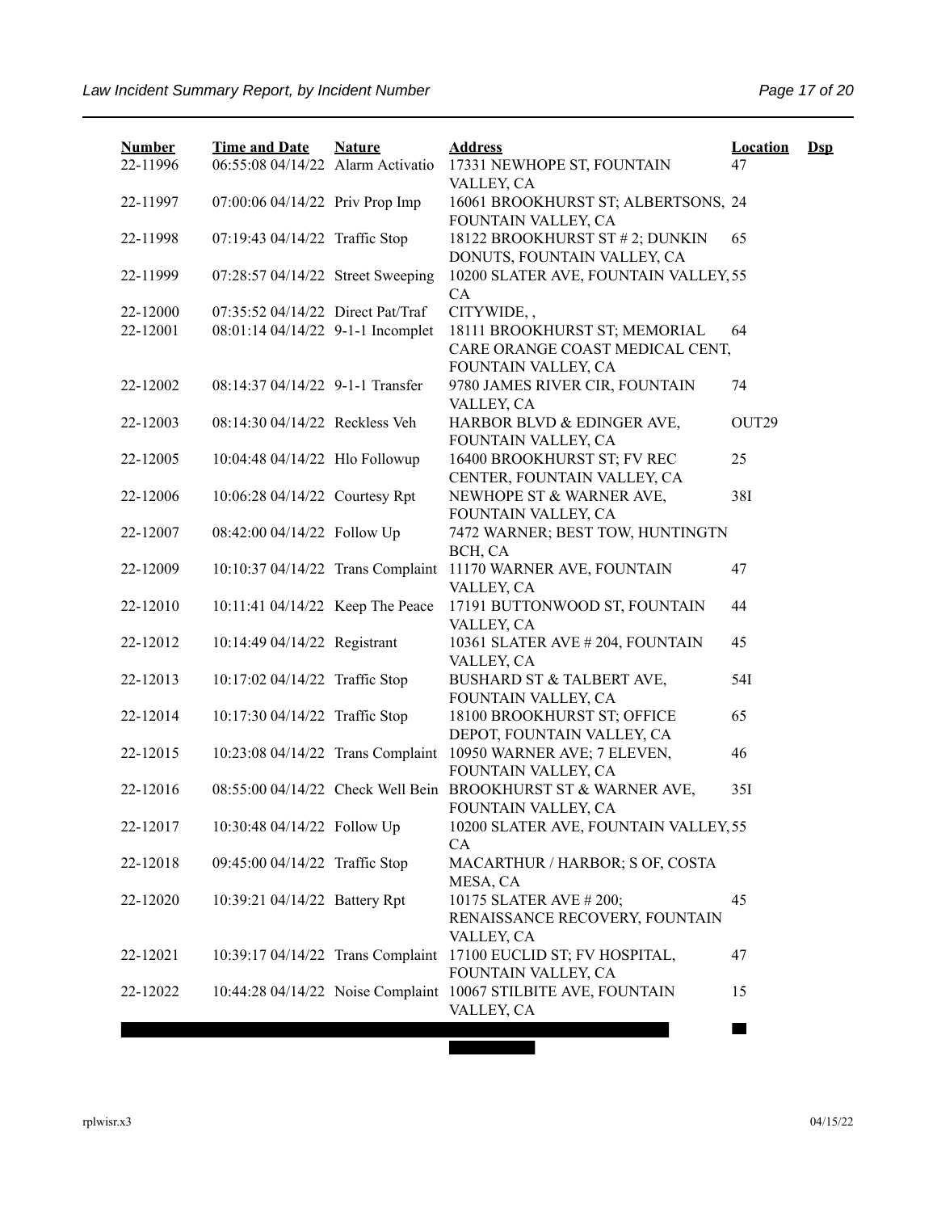| Number | Time and Date | Nature | Address | Location | Dsp |
|---|---|---|---|---|---|
| 22-11996 | 06:55:08 04/14/22 | Alarm Activatio | 17331 NEWHOPE ST, FOUNTAIN VALLEY, CA | 47 | |
| 22-11997 | 07:00:06 04/14/22 | Priv Prop Imp | 16061 BROOKHURST ST; ALBERTSONS, FOUNTAIN VALLEY, CA | 24 | |
| 22-11998 | 07:19:43 04/14/22 | Traffic Stop | 18122 BROOKHURST ST # 2; DUNKIN DONUTS, FOUNTAIN VALLEY, CA | 65 | |
| 22-11999 | 07:28:57 04/14/22 | Street Sweeping | 10200 SLATER AVE, FOUNTAIN VALLEY, CA | 55 | |
| 22-12000 | 07:35:52 04/14/22 | Direct Pat/Traf | CITYWIDE, , | | |
| 22-12001 | 08:01:14 04/14/22 | 9-1-1 Incomplet | 18111 BROOKHURST ST; MEMORIAL CARE ORANGE COAST MEDICAL CENT, FOUNTAIN VALLEY, CA | 64 | |
| 22-12002 | 08:14:37 04/14/22 | 9-1-1 Transfer | 9780 JAMES RIVER CIR, FOUNTAIN VALLEY, CA | 74 | |
| 22-12003 | 08:14:30 04/14/22 | Reckless Veh | HARBOR BLVD & EDINGER AVE, FOUNTAIN VALLEY, CA | OUT29 | |
| 22-12005 | 10:04:48 04/14/22 | Hlo Followup | 16400 BROOKHURST ST; FV REC CENTER, FOUNTAIN VALLEY, CA | 25 | |
| 22-12006 | 10:06:28 04/14/22 | Courtesy Rpt | NEWHOPE ST & WARNER AVE, FOUNTAIN VALLEY, CA | 38I | |
| 22-12007 | 08:42:00 04/14/22 | Follow Up | 7472 WARNER; BEST TOW, HUNTINGTN BCH, CA | | |
| 22-12009 | 10:10:37 04/14/22 | Trans Complaint | 11170 WARNER AVE, FOUNTAIN VALLEY, CA | 47 | |
| 22-12010 | 10:11:41 04/14/22 | Keep The Peace | 17191 BUTTONWOOD ST, FOUNTAIN VALLEY, CA | 44 | |
| 22-12012 | 10:14:49 04/14/22 | Registrant | 10361 SLATER AVE # 204, FOUNTAIN VALLEY, CA | 45 | |
| 22-12013 | 10:17:02 04/14/22 | Traffic Stop | BUSHARD ST & TALBERT AVE, FOUNTAIN VALLEY, CA | 54I | |
| 22-12014 | 10:17:30 04/14/22 | Traffic Stop | 18100 BROOKHURST ST; OFFICE DEPOT, FOUNTAIN VALLEY, CA | 65 | |
| 22-12015 | 10:23:08 04/14/22 | Trans Complaint | 10950 WARNER AVE; 7 ELEVEN, FOUNTAIN VALLEY, CA | 46 | |
| 22-12016 | 08:55:00 04/14/22 | Check Well Bein | BROOKHURST ST & WARNER AVE, FOUNTAIN VALLEY, CA | 35I | |
| 22-12017 | 10:30:48 04/14/22 | Follow Up | 10200 SLATER AVE, FOUNTAIN VALLEY, CA | 55 | |
| 22-12018 | 09:45:00 04/14/22 | Traffic Stop | MACARTHUR / HARBOR; S OF, COSTA MESA, CA | | |
| 22-12020 | 10:39:21 04/14/22 | Battery Rpt | 10175 SLATER AVE # 200; RENAISSANCE RECOVERY, FOUNTAIN VALLEY, CA | 45 | |
| 22-12021 | 10:39:17 04/14/22 | Trans Complaint | 17100 EUCLID ST; FV HOSPITAL, FOUNTAIN VALLEY, CA | 47 | |
| 22-12022 | 10:44:28 04/14/22 | Noise Complaint | 10067 STILBITE AVE, FOUNTAIN VALLEY, CA | 15 | |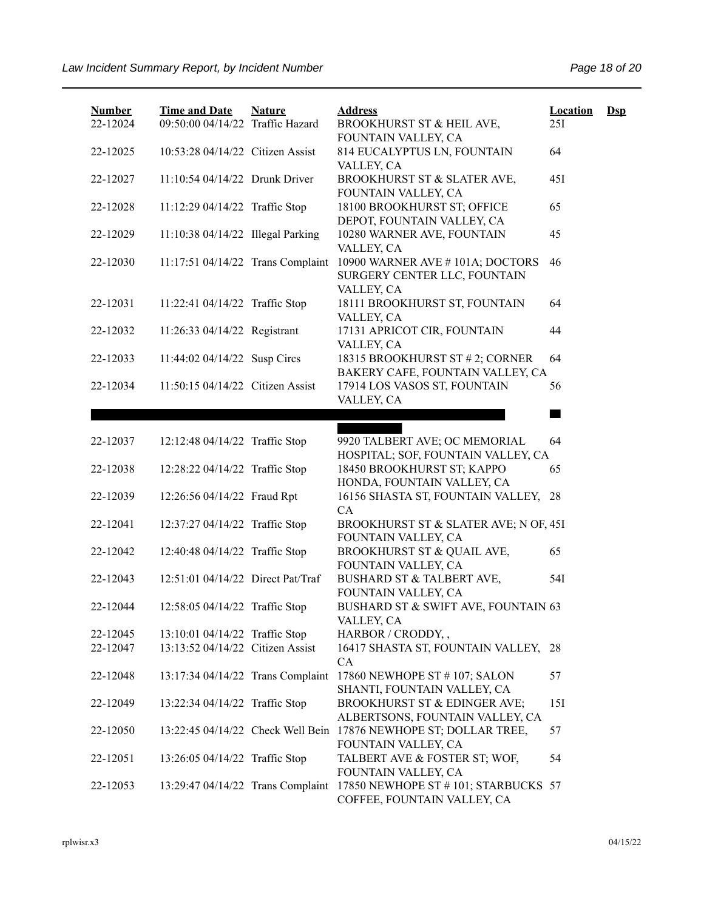| Number | Time and Date | Nature | Address | Location | Dsp |
|---|---|---|---|---|---|
| 22-12024 | 09:50:00 04/14/22 | Traffic Hazard | BROOKHURST ST & HEIL AVE, FOUNTAIN VALLEY, CA | 25I | |
| 22-12025 | 10:53:28 04/14/22 | Citizen Assist | 814 EUCALYPTUS LN, FOUNTAIN VALLEY, CA | 64 | |
| 22-12027 | 11:10:54 04/14/22 | Drunk Driver | BROOKHURST ST & SLATER AVE, FOUNTAIN VALLEY, CA | 45I | |
| 22-12028 | 11:12:29 04/14/22 | Traffic Stop | 18100 BROOKHURST ST; OFFICE DEPOT, FOUNTAIN VALLEY, CA | 65 | |
| 22-12029 | 11:10:38 04/14/22 | Illegal Parking | 10280 WARNER AVE, FOUNTAIN VALLEY, CA | 45 | |
| 22-12030 | 11:17:51 04/14/22 | Trans Complaint | 10900 WARNER AVE # 101A; DOCTORS SURGERY CENTER LLC, FOUNTAIN VALLEY, CA | 46 | |
| 22-12031 | 11:22:41 04/14/22 | Traffic Stop | 18111 BROOKHURST ST, FOUNTAIN VALLEY, CA | 64 | |
| 22-12032 | 11:26:33 04/14/22 | Registrant | 17131 APRICOT CIR, FOUNTAIN VALLEY, CA | 44 | |
| 22-12033 | 11:44:02 04/14/22 | Susp Circs | 18315 BROOKHURST ST # 2; CORNER BAKERY CAFE, FOUNTAIN VALLEY, CA | 64 | |
| 22-12034 | 11:50:15 04/14/22 | Citizen Assist | 17914 LOS VASOS ST, FOUNTAIN VALLEY, CA | 56 | |
| 22-12037 | 12:12:48 04/14/22 | Traffic Stop | 9920 TALBERT AVE; OC MEMORIAL HOSPITAL; SOF, FOUNTAIN VALLEY, CA | 64 | |
| 22-12038 | 12:28:22 04/14/22 | Traffic Stop | 18450 BROOKHURST ST; KAPPO HONDA, FOUNTAIN VALLEY, CA | 65 | |
| 22-12039 | 12:26:56 04/14/22 | Fraud Rpt | 16156 SHASTA ST, FOUNTAIN VALLEY, CA | 28 | |
| 22-12041 | 12:37:27 04/14/22 | Traffic Stop | BROOKHURST ST & SLATER AVE; N OF, FOUNTAIN VALLEY, CA | 45I | |
| 22-12042 | 12:40:48 04/14/22 | Traffic Stop | BROOKHURST ST & QUAIL AVE, FOUNTAIN VALLEY, CA | 65 | |
| 22-12043 | 12:51:01 04/14/22 | Direct Pat/Traf | BUSHARD ST & TALBERT AVE, FOUNTAIN VALLEY, CA | 54I | |
| 22-12044 | 12:58:05 04/14/22 | Traffic Stop | BUSHARD ST & SWIFT AVE, FOUNTAIN VALLEY, CA | 63 | |
| 22-12045 | 13:10:01 04/14/22 | Traffic Stop | HARBOR / CRODDY, , | | |
| 22-12047 | 13:13:52 04/14/22 | Citizen Assist | 16417 SHASTA ST, FOUNTAIN VALLEY, CA | 28 | |
| 22-12048 | 13:17:34 04/14/22 | Trans Complaint | 17860 NEWHOPE ST # 107; SALON SHANTI, FOUNTAIN VALLEY, CA | 57 | |
| 22-12049 | 13:22:34 04/14/22 | Traffic Stop | BROOKHURST ST & EDINGER AVE; ALBERTSONS, FOUNTAIN VALLEY, CA | 15I | |
| 22-12050 | 13:22:45 04/14/22 | Check Well Bein | 17876 NEWHOPE ST; DOLLAR TREE, FOUNTAIN VALLEY, CA | 57 | |
| 22-12051 | 13:26:05 04/14/22 | Traffic Stop | TALBERT AVE & FOSTER ST; WOF, FOUNTAIN VALLEY, CA | 54 | |
| 22-12053 | 13:29:47 04/14/22 | Trans Complaint | 17850 NEWHOPE ST # 101; STARBUCKS COFFEE, FOUNTAIN VALLEY, CA | 57 | |

rplwisr.x3 04/15/22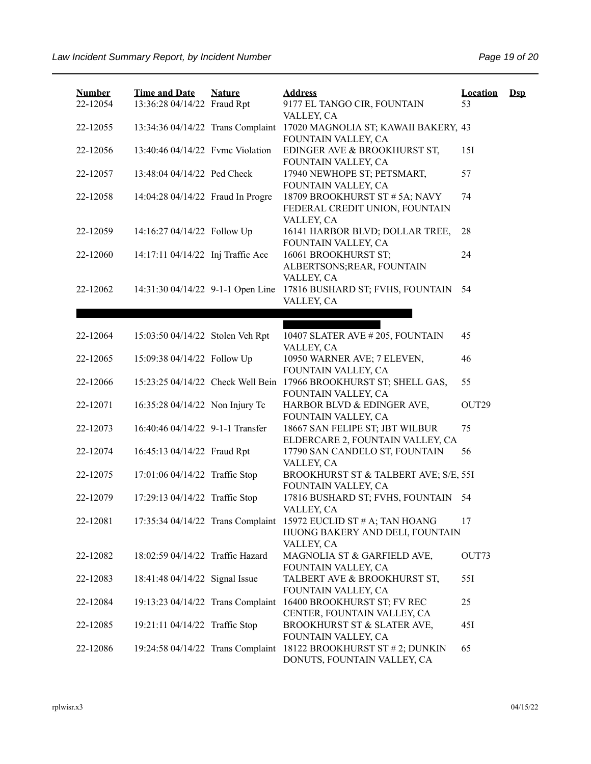| Number | Time and Date | Nature | Address | Location | Dsp |
|---|---|---|---|---|---|
| 22-12054 | 13:36:28 04/14/22 | Fraud Rpt | 9177 EL TANGO CIR, FOUNTAIN VALLEY, CA | 53 | |
| 22-12055 | 13:34:36 04/14/22 | Trans Complaint | 17020 MAGNOLIA ST; KAWAII BAKERY, FOUNTAIN VALLEY, CA | 43 | |
| 22-12056 | 13:40:46 04/14/22 | Fvmc Violation | EDINGER AVE & BROOKHURST ST, FOUNTAIN VALLEY, CA | 15I | |
| 22-12057 | 13:48:04 04/14/22 | Ped Check | 17940 NEWHOPE ST; PETSMART, FOUNTAIN VALLEY, CA | 57 | |
| 22-12058 | 14:04:28 04/14/22 | Fraud In Progre | 18709 BROOKHURST ST # 5A; NAVY FEDERAL CREDIT UNION, FOUNTAIN VALLEY, CA | 74 | |
| 22-12059 | 14:16:27 04/14/22 | Follow Up | 16141 HARBOR BLVD; DOLLAR TREE, FOUNTAIN VALLEY, CA | 28 | |
| 22-12060 | 14:17:11 04/14/22 | Inj Traffic Acc | 16061 BROOKHURST ST; ALBERTSONS;REAR, FOUNTAIN VALLEY, CA | 24 | |
| 22-12062 | 14:31:30 04/14/22 | 9-1-1 Open Line | 17816 BUSHARD ST; FVHS, FOUNTAIN VALLEY, CA | 54 | |
| 22-12064 | 15:03:50 04/14/22 | Stolen Veh Rpt | 10407 SLATER AVE # 205, FOUNTAIN VALLEY, CA | 45 | |
| 22-12065 | 15:09:38 04/14/22 | Follow Up | 10950 WARNER AVE; 7 ELEVEN, FOUNTAIN VALLEY, CA | 46 | |
| 22-12066 | 15:23:25 04/14/22 | Check Well Bein | 17966 BROOKHURST ST; SHELL GAS, FOUNTAIN VALLEY, CA | 55 | |
| 22-12071 | 16:35:28 04/14/22 | Non Injury Tc | HARBOR BLVD & EDINGER AVE, FOUNTAIN VALLEY, CA | OUT29 | |
| 22-12073 | 16:40:46 04/14/22 | 9-1-1 Transfer | 18667 SAN FELIPE ST; JBT WILBUR ELDERCARE 2, FOUNTAIN VALLEY, CA | 75 | |
| 22-12074 | 16:45:13 04/14/22 | Fraud Rpt | 17790 SAN CANDELO ST, FOUNTAIN VALLEY, CA | 56 | |
| 22-12075 | 17:01:06 04/14/22 | Traffic Stop | BROOKHURST ST & TALBERT AVE; S/E, FOUNTAIN VALLEY, CA | 55I | |
| 22-12079 | 17:29:13 04/14/22 | Traffic Stop | 17816 BUSHARD ST; FVHS, FOUNTAIN VALLEY, CA | 54 | |
| 22-12081 | 17:35:34 04/14/22 | Trans Complaint | 15972 EUCLID ST # A; TAN HOANG HUONG BAKERY AND DELI, FOUNTAIN VALLEY, CA | 17 | |
| 22-12082 | 18:02:59 04/14/22 | Traffic Hazard | MAGNOLIA ST & GARFIELD AVE, FOUNTAIN VALLEY, CA | OUT73 | |
| 22-12083 | 18:41:48 04/14/22 | Signal Issue | TALBERT AVE & BROOKHURST ST, FOUNTAIN VALLEY, CA | 55I | |
| 22-12084 | 19:13:23 04/14/22 | Trans Complaint | 16400 BROOKHURST ST; FV REC CENTER, FOUNTAIN VALLEY, CA | 25 | |
| 22-12085 | 19:21:11 04/14/22 | Traffic Stop | BROOKHURST ST & SLATER AVE, FOUNTAIN VALLEY, CA | 45I | |
| 22-12086 | 19:24:58 04/14/22 | Trans Complaint | 18122 BROOKHURST ST # 2; DUNKIN DONUTS, FOUNTAIN VALLEY, CA | 65 | |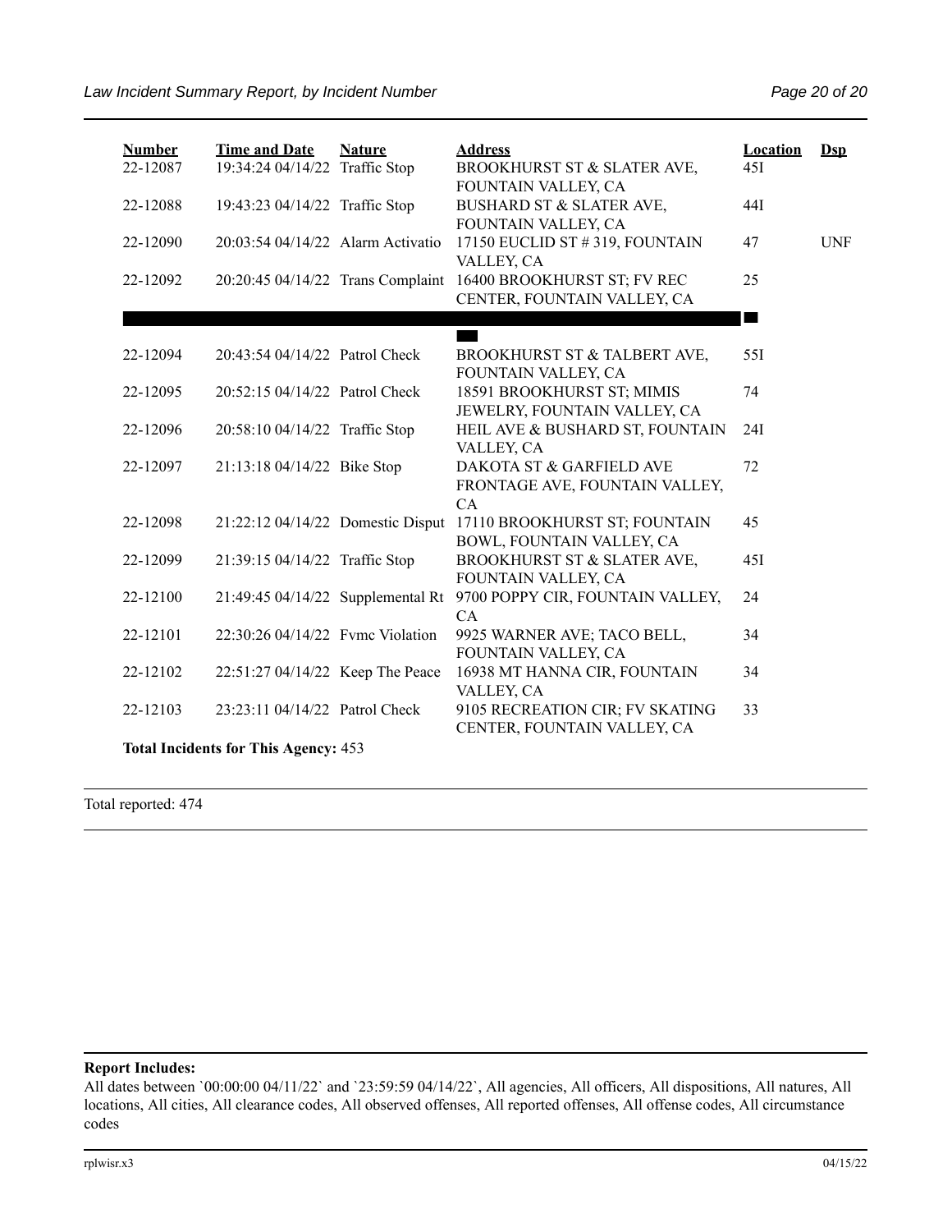| Number | Time and Date | Nature | Address | Location | Dsp |
|---|---|---|---|---|---|
| 22-12087 | 19:34:24 04/14/22 | Traffic Stop | BROOKHURST ST & SLATER AVE, FOUNTAIN VALLEY, CA | 45I | |
| 22-12088 | 19:43:23 04/14/22 | Traffic Stop | BUSHARD ST & SLATER AVE, FOUNTAIN VALLEY, CA | 44I | |
| 22-12090 | 20:03:54 04/14/22 | Alarm Activatio | 17150 EUCLID ST # 319, FOUNTAIN VALLEY, CA | 47 | UNF |
| 22-12092 | 20:20:45 04/14/22 | Trans Complaint | 16400 BROOKHURST ST; FV REC CENTER, FOUNTAIN VALLEY, CA | 25 | |
| | | | | | |
| 22-12094 | 20:43:54 04/14/22 | Patrol Check | BROOKHURST ST & TALBERT AVE, FOUNTAIN VALLEY, CA | 55I | |
| 22-12095 | 20:52:15 04/14/22 | Patrol Check | 18591 BROOKHURST ST; MIMIS JEWELRY, FOUNTAIN VALLEY, CA | 74 | |
| 22-12096 | 20:58:10 04/14/22 | Traffic Stop | HEIL AVE & BUSHARD ST, FOUNTAIN VALLEY, CA | 24I | |
| 22-12097 | 21:13:18 04/14/22 | Bike Stop | DAKOTA ST & GARFIELD AVE FRONTAGE AVE, FOUNTAIN VALLEY, CA | 72 | |
| 22-12098 | 21:22:12 04/14/22 | Domestic Disput | 17110 BROOKHURST ST; FOUNTAIN BOWL, FOUNTAIN VALLEY, CA | 45 | |
| 22-12099 | 21:39:15 04/14/22 | Traffic Stop | BROOKHURST ST & SLATER AVE, FOUNTAIN VALLEY, CA | 45I | |
| 22-12100 | 21:49:45 04/14/22 | Supplemental Rt | 9700 POPPY CIR, FOUNTAIN VALLEY, CA | 24 | |
| 22-12101 | 22:30:26 04/14/22 | Fvmc Violation | 9925 WARNER AVE; TACO BELL, FOUNTAIN VALLEY, CA | 34 | |
| 22-12102 | 22:51:27 04/14/22 | Keep The Peace | 16938 MT HANNA CIR, FOUNTAIN VALLEY, CA | 34 | |
| 22-12103 | 23:23:11 04/14/22 | Patrol Check | 9105 RECREATION CIR; FV SKATING CENTER, FOUNTAIN VALLEY, CA | 33 | |

**Total Incidents for This Agency:** 453

Total reported: 474

**Report Includes:**

All dates between `00:00:00 04/11/22` and `23:59:59 04/14/22`, All agencies, All officers, All dispositions, All natures, All locations, All cities, All clearance codes, All observed offenses, All reported offenses, All offense codes, All circumstance codes

rplwisr.x3 04/15/22